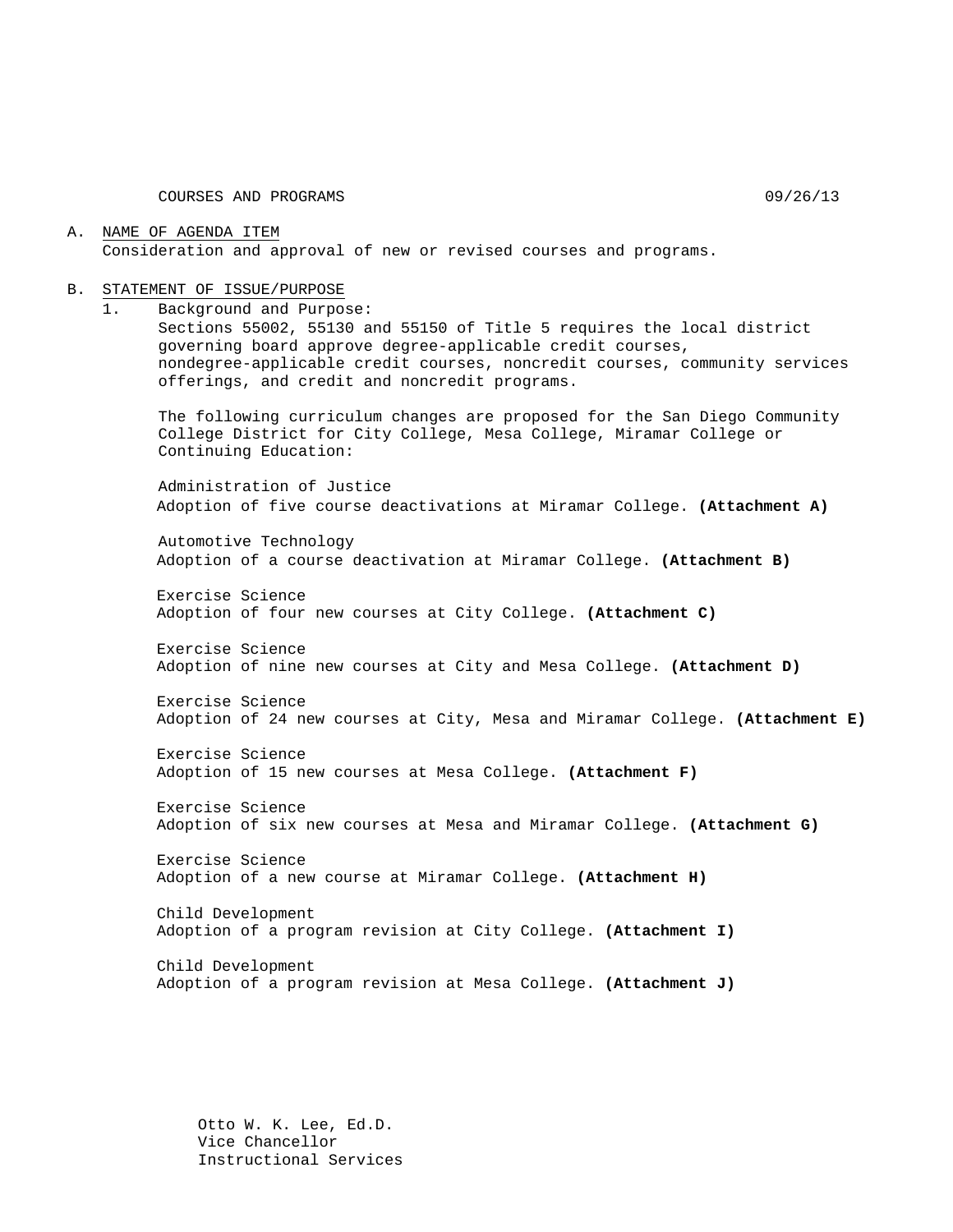COURSES AND PROGRAMS 09/26/13

A. NAME OF AGENDA ITEM
   Consideration and approval of new or revised courses and programs.

B. STATEMENT OF ISSUE/PURPOSE
   1. Background and Purpose:
      Sections 55002, 55130 and 55150 of Title 5 requires the local district governing board approve degree-applicable credit courses, nondegree-applicable credit courses, noncredit courses, community services offerings, and credit and noncredit programs.

      The following curriculum changes are proposed for the San Diego Community College District for City College, Mesa College, Miramar College or Continuing Education:

      Administration of Justice
      Adoption of five course deactivations at Miramar College. **(Attachment A)**

      Automotive Technology
      Adoption of a course deactivation at Miramar College. **(Attachment B)**

      Exercise Science
      Adoption of four new courses at City College. **(Attachment C)**

      Exercise Science
      Adoption of nine new courses at City and Mesa College. **(Attachment D)**

      Exercise Science
      Adoption of 24 new courses at City, Mesa and Miramar College. **(Attachment E)**

      Exercise Science
      Adoption of 15 new courses at Mesa College. **(Attachment F)**

      Exercise Science
      Adoption of six new courses at Mesa and Miramar College. **(Attachment G)**

      Exercise Science
      Adoption of a new course at Miramar College. **(Attachment H)**

      Child Development
      Adoption of a program revision at City College. **(Attachment I)**

      Child Development
      Adoption of a program revision at Mesa College. **(Attachment J)**

Otto W. K. Lee, Ed.D.
Vice Chancellor
Instructional Services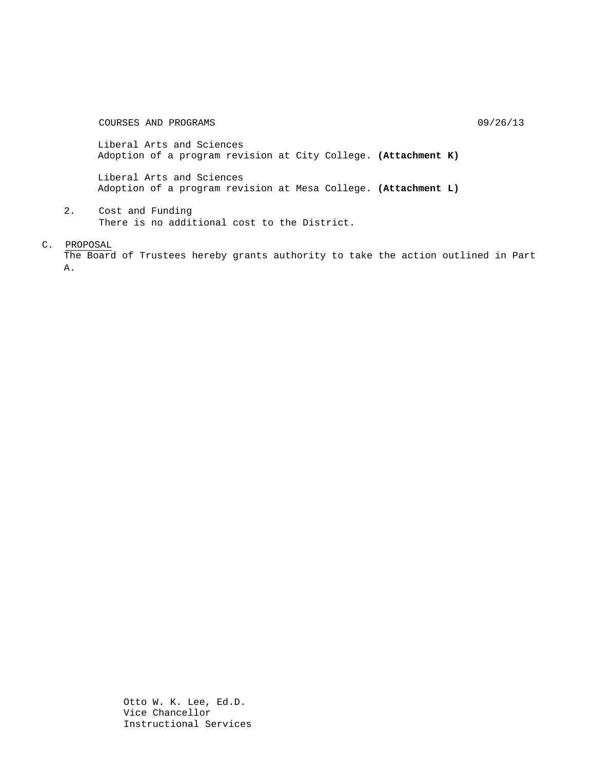Liberal Arts and Sciences
Adoption of a program revision at City College. **(Attachment K)**

Liberal Arts and Sciences
Adoption of a program revision at Mesa College. **(Attachment L)**

2. Cost and Funding
   There is no additional cost to the District.

C. PROPOSAL
The Board of Trustees hereby grants authority to take the action outlined in Part A.

Otto W. K. Lee, Ed.D.
Vice Chancellor
Instructional Services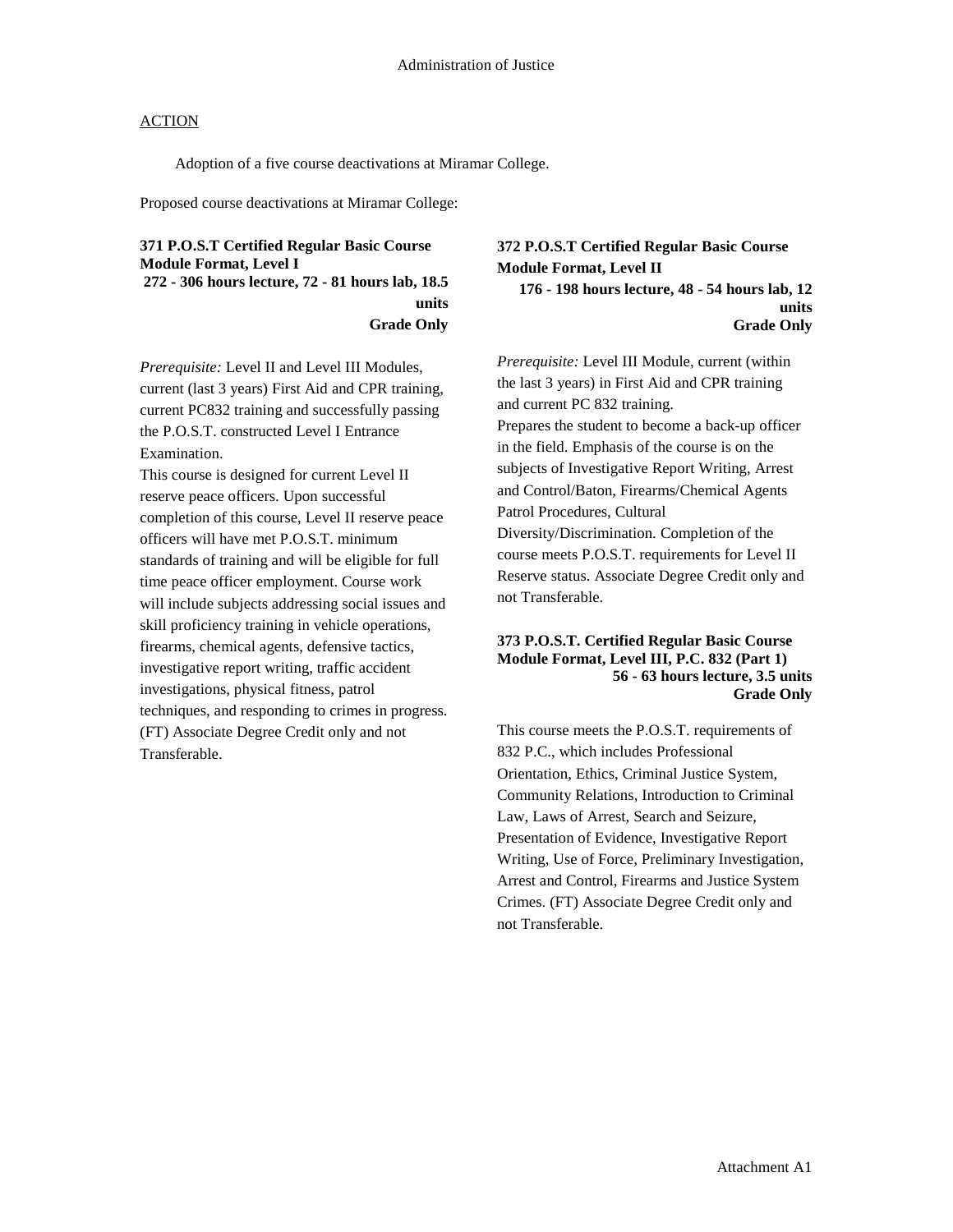Administration of Justice

ACTION

Adoption of a five course deactivations at Miramar College.

Proposed course deactivations at Miramar College:

**371 P.O.S.T Certified Regular Basic Course Module Format, Level I**
**272 - 306 hours lecture, 72 - 81 hours lab, 18.5 units**
**Grade Only**

*Prerequisite:* Level II and Level III Modules, current (last 3 years) First Aid and CPR training, current PC832 training and successfully passing the P.O.S.T. constructed Level I Entrance Examination.

This course is designed for current Level II reserve peace officers. Upon successful completion of this course, Level II reserve peace officers will have met P.O.S.T. minimum standards of training and will be eligible for full time peace officer employment. Course work will include subjects addressing social issues and skill proficiency training in vehicle operations, firearms, chemical agents, defensive tactics, investigative report writing, traffic accident investigations, physical fitness, patrol techniques, and responding to crimes in progress. (FT) Associate Degree Credit only and not Transferable.

**372 P.O.S.T Certified Regular Basic Course Module Format, Level II**
**176 - 198 hours lecture, 48 - 54 hours lab, 12 units**
**Grade Only**

*Prerequisite:* Level III Module, current (within the last 3 years) in First Aid and CPR training and current PC 832 training.

Prepares the student to become a back-up officer in the field. Emphasis of the course is on the subjects of Investigative Report Writing, Arrest and Control/Baton, Firearms/Chemical Agents Patrol Procedures, Cultural Diversity/Discrimination. Completion of the course meets P.O.S.T. requirements for Level II Reserve status. Associate Degree Credit only and not Transferable.

**373 P.O.S.T. Certified Regular Basic Course Module Format, Level III, P.C. 832 (Part 1)**
**56 - 63 hours lecture, 3.5 units**
**Grade Only**

This course meets the P.O.S.T. requirements of 832 P.C., which includes Professional Orientation, Ethics, Criminal Justice System, Community Relations, Introduction to Criminal Law, Laws of Arrest, Search and Seizure, Presentation of Evidence, Investigative Report Writing, Use of Force, Preliminary Investigation, Arrest and Control, Firearms and Justice System Crimes. (FT) Associate Degree Credit only and not Transferable.

Attachment A1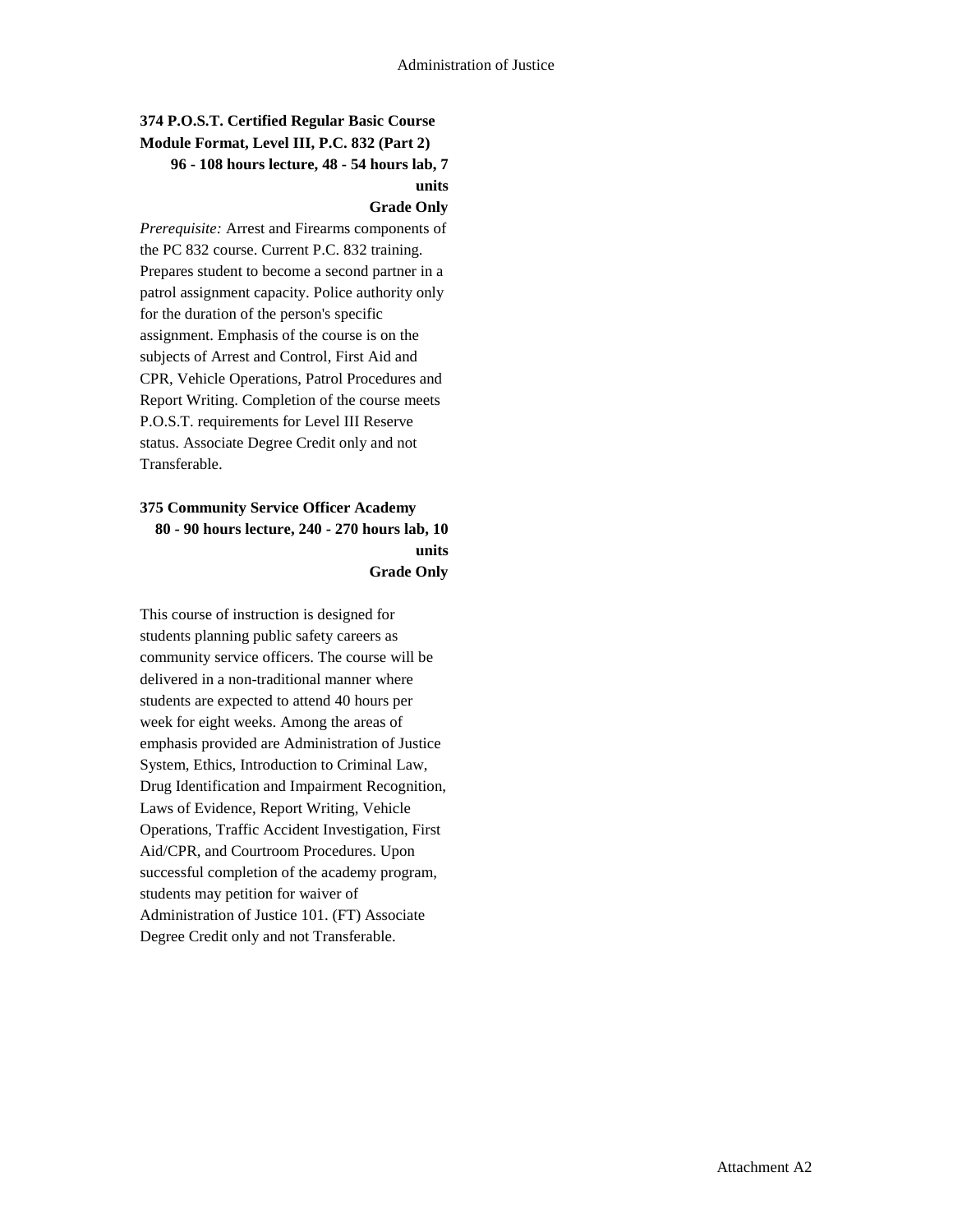**374 P.O.S.T. Certified Regular Basic Course Module Format, Level III, P.C. 832 (Part 2)**
**96 - 108 hours lecture, 48 - 54 hours lab, 7 units**
**Grade Only**

*Prerequisite:* Arrest and Firearms components of the PC 832 course. Current P.C. 832 training. Prepares student to become a second partner in a patrol assignment capacity. Police authority only for the duration of the person's specific assignment. Emphasis of the course is on the subjects of Arrest and Control, First Aid and CPR, Vehicle Operations, Patrol Procedures and Report Writing. Completion of the course meets P.O.S.T. requirements for Level III Reserve status. Associate Degree Credit only and not Transferable.

**375 Community Service Officer Academy**
**80 - 90 hours lecture, 240 - 270 hours lab, 10 units**
**Grade Only**

This course of instruction is designed for students planning public safety careers as community service officers. The course will be delivered in a non-traditional manner where students are expected to attend 40 hours per week for eight weeks. Among the areas of emphasis provided are Administration of Justice System, Ethics, Introduction to Criminal Law, Drug Identification and Impairment Recognition, Laws of Evidence, Report Writing, Vehicle Operations, Traffic Accident Investigation, First Aid/CPR, and Courtroom Procedures. Upon successful completion of the academy program, students may petition for waiver of Administration of Justice 101. (FT) Associate Degree Credit only and not Transferable.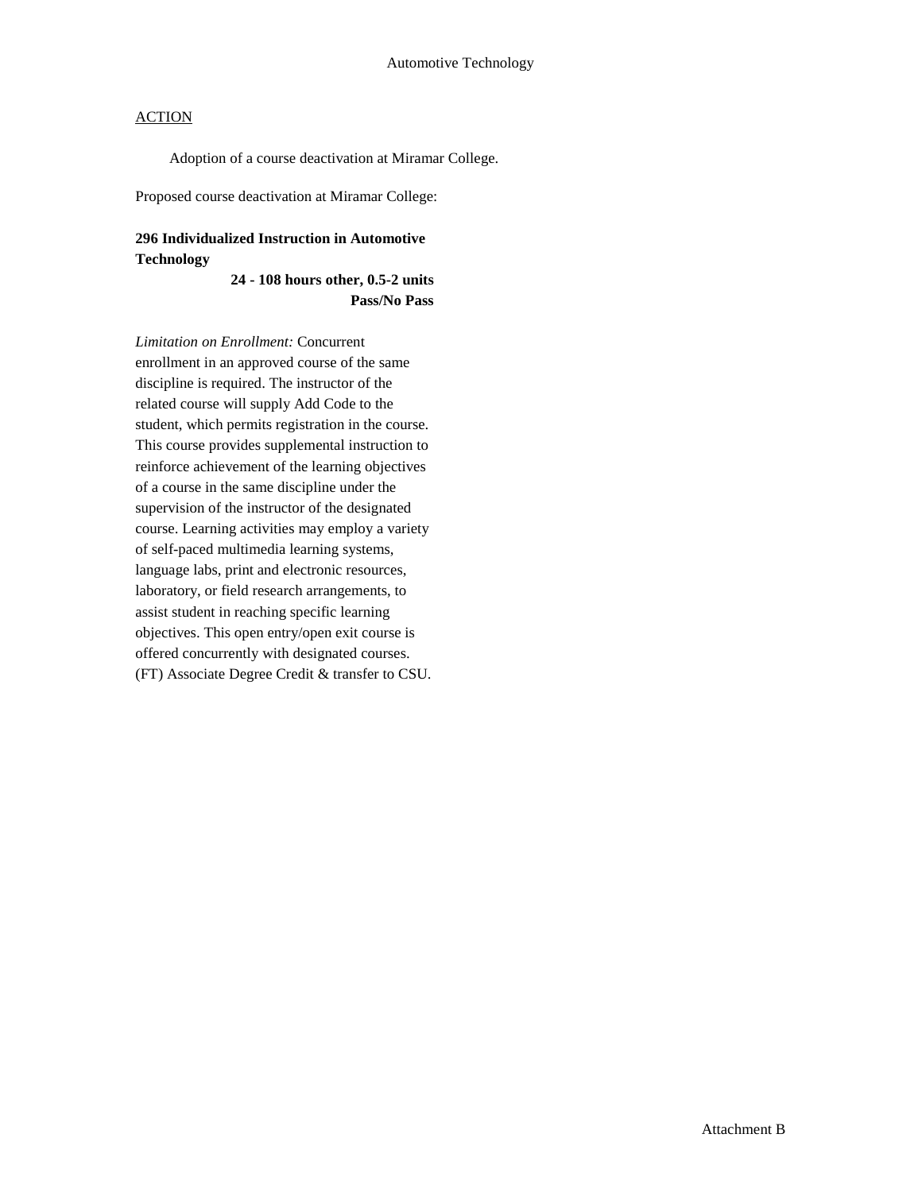Automotive Technology

ACTION

Adoption of a course deactivation at Miramar College.

Proposed course deactivation at Miramar College:

**296 Individualized Instruction in Automotive Technology**

**24 - 108 hours other, 0.5-2 units**
**Pass/No Pass**

*Limitation on Enrollment:* Concurrent enrollment in an approved course of the same discipline is required. The instructor of the related course will supply Add Code to the student, which permits registration in the course. This course provides supplemental instruction to reinforce achievement of the learning objectives of a course in the same discipline under the supervision of the instructor of the designated course. Learning activities may employ a variety of self-paced multimedia learning systems, language labs, print and electronic resources, laboratory, or field research arrangements, to assist student in reaching specific learning objectives. This open entry/open exit course is offered concurrently with designated courses. (FT) Associate Degree Credit & transfer to CSU.

Attachment B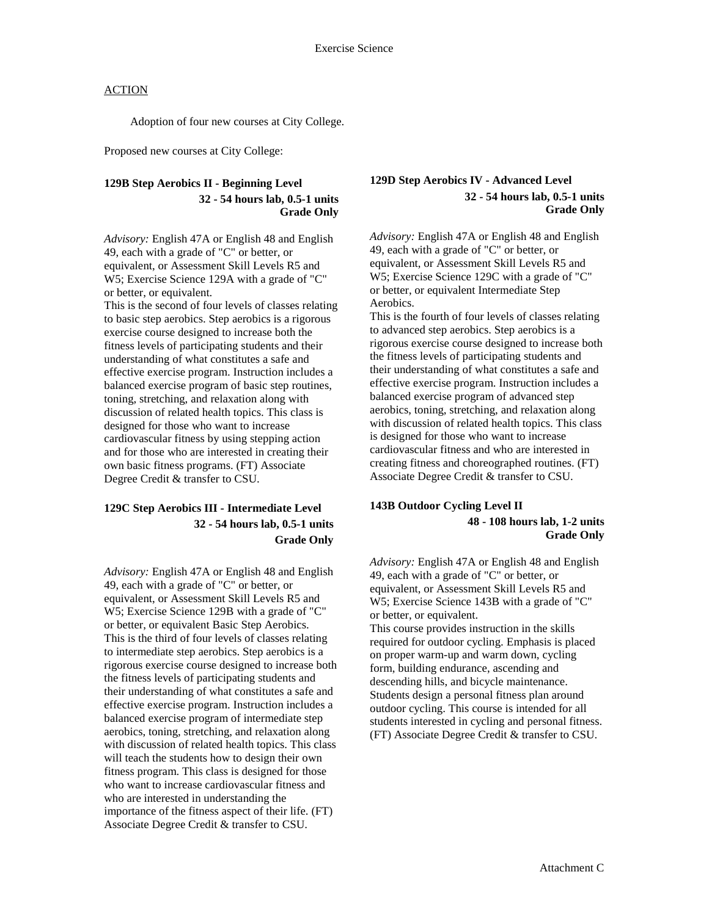# Exercise Science

ACTION

Adoption of four new courses at City College.

Proposed new courses at City College:

### 129B Step Aerobics II - Beginning Level

**32 - 54 hours lab, 0.5-1 units**
**Grade Only**

*Advisory:* English 47A or English 48 and English 49, each with a grade of "C" or better, or equivalent, or Assessment Skill Levels R5 and W5; Exercise Science 129A with a grade of "C" or better, or equivalent.

This is the second of four levels of classes relating to basic step aerobics. Step aerobics is a rigorous exercise course designed to increase both the fitness levels of participating students and their understanding of what constitutes a safe and effective exercise program. Instruction includes a balanced exercise program of basic step routines, toning, stretching, and relaxation along with discussion of related health topics. This class is designed for those who want to increase cardiovascular fitness by using stepping action and for those who are interested in creating their own basic fitness programs. (FT) Associate Degree Credit & transfer to CSU.

### 129C Step Aerobics III - Intermediate Level

**32 - 54 hours lab, 0.5-1 units**
**Grade Only**

*Advisory:* English 47A or English 48 and English 49, each with a grade of "C" or better, or equivalent, or Assessment Skill Levels R5 and W5; Exercise Science 129B with a grade of "C" or better, or equivalent Basic Step Aerobics.

This is the third of four levels of classes relating to intermediate step aerobics. Step aerobics is a rigorous exercise course designed to increase both the fitness levels of participating students and their understanding of what constitutes a safe and effective exercise program. Instruction includes a balanced exercise program of intermediate step aerobics, toning, stretching, and relaxation along with discussion of related health topics. This class will teach the students how to design their own fitness program. This class is designed for those who want to increase cardiovascular fitness and who are interested in understanding the importance of the fitness aspect of their life. (FT) Associate Degree Credit & transfer to CSU.

### 129D Step Aerobics IV - Advanced Level

**32 - 54 hours lab, 0.5-1 units**
**Grade Only**

*Advisory:* English 47A or English 48 and English 49, each with a grade of "C" or better, or equivalent, or Assessment Skill Levels R5 and W5; Exercise Science 129C with a grade of "C" or better, or equivalent Intermediate Step Aerobics.

This is the fourth of four levels of classes relating to advanced step aerobics. Step aerobics is a rigorous exercise course designed to increase both the fitness levels of participating students and their understanding of what constitutes a safe and effective exercise program. Instruction includes a balanced exercise program of advanced step aerobics, toning, stretching, and relaxation along with discussion of related health topics. This class is designed for those who want to increase cardiovascular fitness and who are interested in creating fitness and choreographed routines. (FT) Associate Degree Credit & transfer to CSU.

### 143B Outdoor Cycling Level II

**48 - 108 hours lab, 1-2 units**
**Grade Only**

*Advisory:* English 47A or English 48 and English 49, each with a grade of "C" or better, or equivalent, or Assessment Skill Levels R5 and W5; Exercise Science 143B with a grade of "C" or better, or equivalent.

This course provides instruction in the skills required for outdoor cycling. Emphasis is placed on proper warm-up and warm down, cycling form, building endurance, ascending and descending hills, and bicycle maintenance. Students design a personal fitness plan around outdoor cycling. This course is intended for all students interested in cycling and personal fitness. (FT) Associate Degree Credit & transfer to CSU.

Attachment C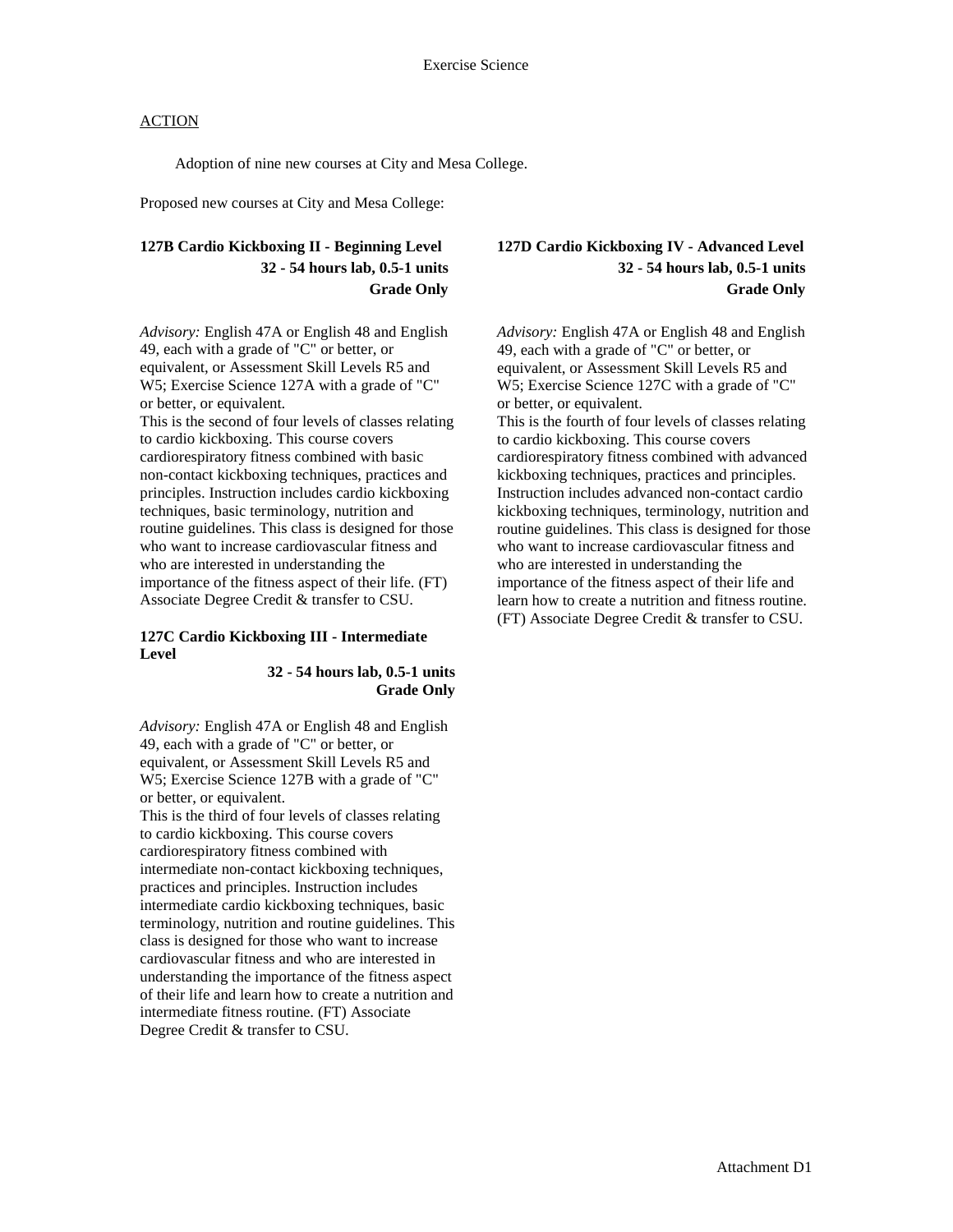Exercise Science

ACTION

Adoption of nine new courses at City and Mesa College.

Proposed new courses at City and Mesa College:

**127B Cardio Kickboxing II - Beginning Level**
**32 - 54 hours lab, 0.5-1 units**
**Grade Only**

*Advisory:* English 47A or English 48 and English 49, each with a grade of "C" or better, or equivalent, or Assessment Skill Levels R5 and W5; Exercise Science 127A with a grade of "C" or better, or equivalent.
This is the second of four levels of classes relating to cardio kickboxing. This course covers cardiorespiratory fitness combined with basic non-contact kickboxing techniques, practices and principles. Instruction includes cardio kickboxing techniques, basic terminology, nutrition and routine guidelines. This class is designed for those who want to increase cardiovascular fitness and who are interested in understanding the importance of the fitness aspect of their life. (FT) Associate Degree Credit & transfer to CSU.

**127C Cardio Kickboxing III - Intermediate Level**
**32 - 54 hours lab, 0.5-1 units**
**Grade Only**

*Advisory:* English 47A or English 48 and English 49, each with a grade of "C" or better, or equivalent, or Assessment Skill Levels R5 and W5; Exercise Science 127B with a grade of "C" or better, or equivalent.
This is the third of four levels of classes relating to cardio kickboxing. This course covers cardiorespiratory fitness combined with intermediate non-contact kickboxing techniques, practices and principles. Instruction includes intermediate cardio kickboxing techniques, basic terminology, nutrition and routine guidelines. This class is designed for those who want to increase cardiovascular fitness and who are interested in understanding the importance of the fitness aspect of their life and learn how to create a nutrition and intermediate fitness routine. (FT) Associate Degree Credit & transfer to CSU.

**127D Cardio Kickboxing IV - Advanced Level**
**32 - 54 hours lab, 0.5-1 units**
**Grade Only**

*Advisory:* English 47A or English 48 and English 49, each with a grade of "C" or better, or equivalent, or Assessment Skill Levels R5 and W5; Exercise Science 127C with a grade of "C" or better, or equivalent.
This is the fourth of four levels of classes relating to cardio kickboxing. This course covers cardiorespiratory fitness combined with advanced kickboxing techniques, practices and principles. Instruction includes advanced non-contact cardio kickboxing techniques, terminology, nutrition and routine guidelines. This class is designed for those who want to increase cardiovascular fitness and who are interested in understanding the importance of the fitness aspect of their life and learn how to create a nutrition and fitness routine. (FT) Associate Degree Credit & transfer to CSU.

Attachment D1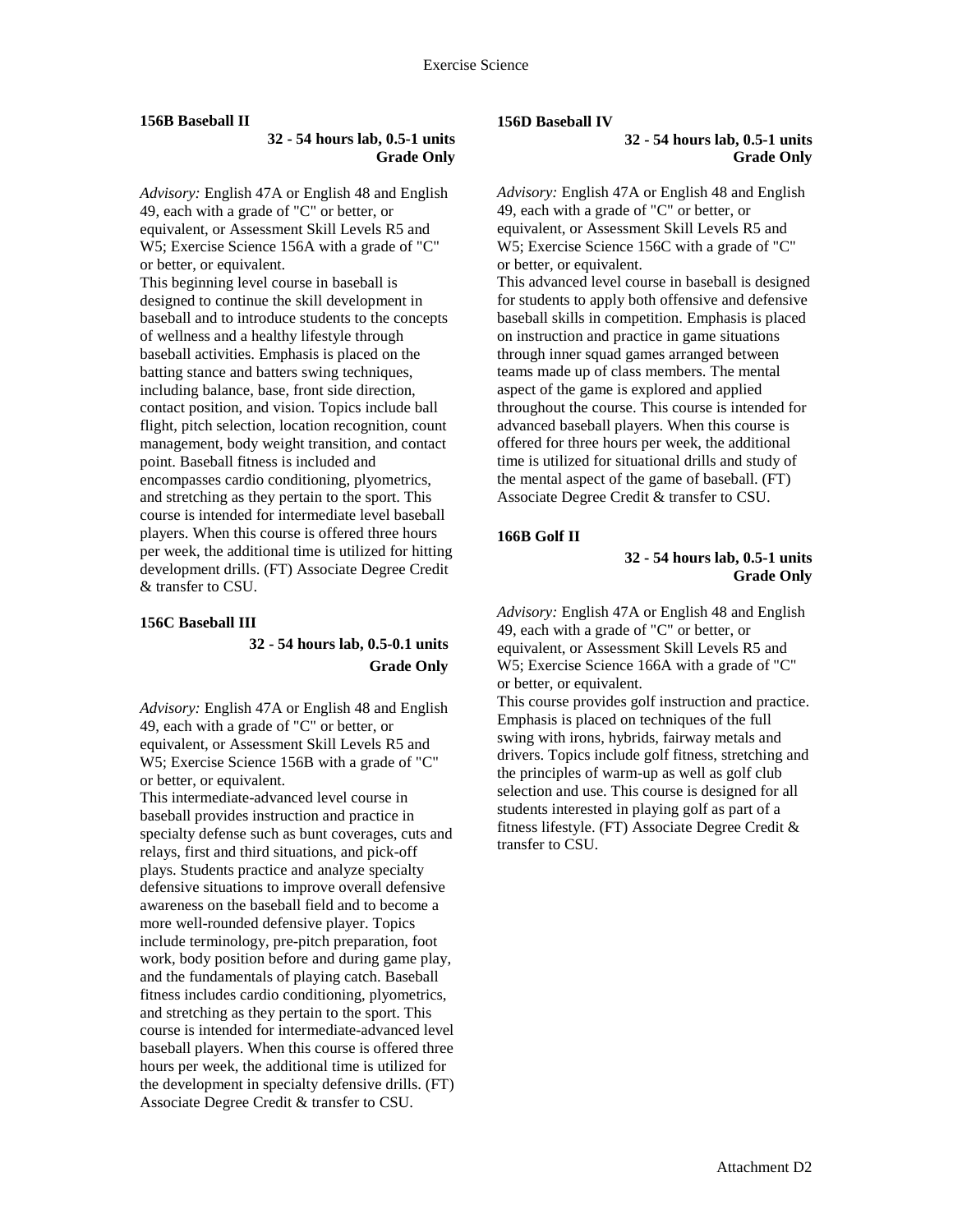**156B Baseball II**

**32 - 54 hours lab, 0.5-1 units**
**Grade Only**

*Advisory:* English 47A or English 48 and English 49, each with a grade of "C" or better, or equivalent, or Assessment Skill Levels R5 and W5; Exercise Science 156A with a grade of "C" or better, or equivalent.
This beginning level course in baseball is designed to continue the skill development in baseball and to introduce students to the concepts of wellness and a healthy lifestyle through baseball activities. Emphasis is placed on the batting stance and batters swing techniques, including balance, base, front side direction, contact position, and vision. Topics include ball flight, pitch selection, location recognition, count management, body weight transition, and contact point. Baseball fitness is included and encompasses cardio conditioning, plyometrics, and stretching as they pertain to the sport. This course is intended for intermediate level baseball players. When this course is offered three hours per week, the additional time is utilized for hitting development drills. (FT) Associate Degree Credit & transfer to CSU.

**156C Baseball III**

**32 - 54 hours lab, 0.5-0.1 units**
**Grade Only**

*Advisory:* English 47A or English 48 and English 49, each with a grade of "C" or better, or equivalent, or Assessment Skill Levels R5 and W5; Exercise Science 156B with a grade of "C" or better, or equivalent.
This intermediate-advanced level course in baseball provides instruction and practice in specialty defense such as bunt coverages, cuts and relays, first and third situations, and pick-off plays. Students practice and analyze specialty defensive situations to improve overall defensive awareness on the baseball field and to become a more well-rounded defensive player. Topics include terminology, pre-pitch preparation, foot work, body position before and during game play, and the fundamentals of playing catch. Baseball fitness includes cardio conditioning, plyometrics, and stretching as they pertain to the sport. This course is intended for intermediate-advanced level baseball players. When this course is offered three hours per week, the additional time is utilized for the development in specialty defensive drills. (FT) Associate Degree Credit & transfer to CSU.

**156D Baseball IV**

**32 - 54 hours lab, 0.5-1 units**
**Grade Only**

*Advisory:* English 47A or English 48 and English 49, each with a grade of "C" or better, or equivalent, or Assessment Skill Levels R5 and W5; Exercise Science 156C with a grade of "C" or better, or equivalent.
This advanced level course in baseball is designed for students to apply both offensive and defensive baseball skills in competition. Emphasis is placed on instruction and practice in game situations through inner squad games arranged between teams made up of class members. The mental aspect of the game is explored and applied throughout the course. This course is intended for advanced baseball players. When this course is offered for three hours per week, the additional time is utilized for situational drills and study of the mental aspect of the game of baseball. (FT) Associate Degree Credit & transfer to CSU.

**166B Golf II**

**32 - 54 hours lab, 0.5-1 units**
**Grade Only**

*Advisory:* English 47A or English 48 and English 49, each with a grade of "C" or better, or equivalent, or Assessment Skill Levels R5 and W5; Exercise Science 166A with a grade of "C" or better, or equivalent.
This course provides golf instruction and practice. Emphasis is placed on techniques of the full swing with irons, hybrids, fairway metals and drivers. Topics include golf fitness, stretching and the principles of warm-up as well as golf club selection and use. This course is designed for all students interested in playing golf as part of a fitness lifestyle. (FT) Associate Degree Credit & transfer to CSU.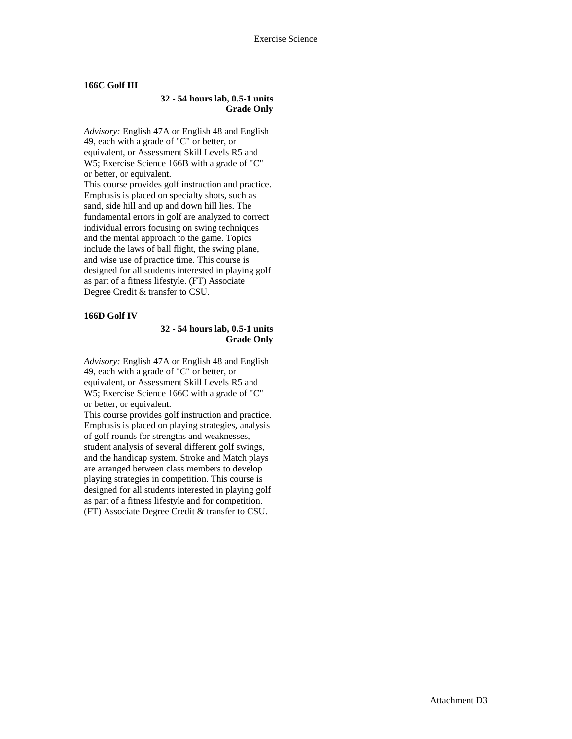**166C Golf III**

**32 - 54 hours lab, 0.5-1 units**
**Grade Only**

*Advisory:* English 47A or English 48 and English 49, each with a grade of "C" or better, or equivalent, or Assessment Skill Levels R5 and W5; Exercise Science 166B with a grade of "C" or better, or equivalent.
This course provides golf instruction and practice. Emphasis is placed on specialty shots, such as sand, side hill and up and down hill lies. The fundamental errors in golf are analyzed to correct individual errors focusing on swing techniques and the mental approach to the game. Topics include the laws of ball flight, the swing plane, and wise use of practice time. This course is designed for all students interested in playing golf as part of a fitness lifestyle. (FT) Associate Degree Credit & transfer to CSU.

**166D Golf IV**

**32 - 54 hours lab, 0.5-1 units**
**Grade Only**

*Advisory:* English 47A or English 48 and English 49, each with a grade of "C" or better, or equivalent, or Assessment Skill Levels R5 and W5; Exercise Science 166C with a grade of "C" or better, or equivalent.
This course provides golf instruction and practice. Emphasis is placed on playing strategies, analysis of golf rounds for strengths and weaknesses, student analysis of several different golf swings, and the handicap system. Stroke and Match plays are arranged between class members to develop playing strategies in competition. This course is designed for all students interested in playing golf as part of a fitness lifestyle and for competition. (FT) Associate Degree Credit & transfer to CSU.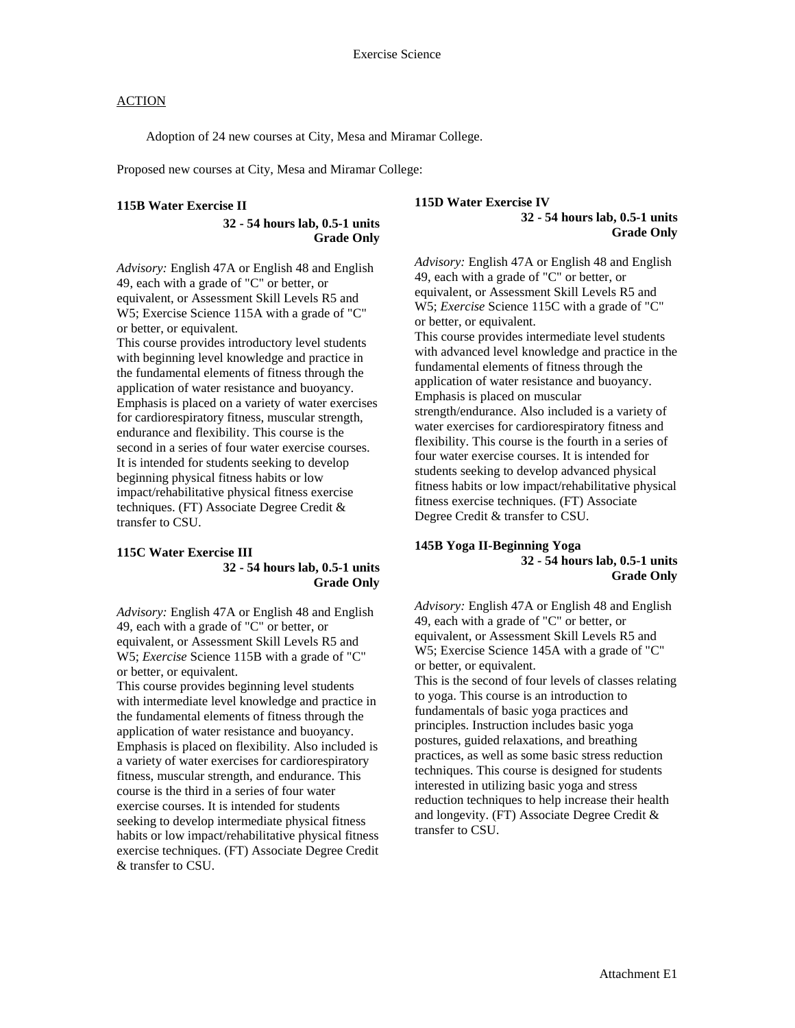<u>ACTION</u>

Adoption of 24 new courses at City, Mesa and Miramar College.

Proposed new courses at City, Mesa and Miramar College:

**115B Water Exercise II**

**32 - 54 hours lab, 0.5-1 units**
**Grade Only**

*Advisory:* English 47A or English 48 and English 49, each with a grade of "C" or better, or equivalent, or Assessment Skill Levels R5 and W5; Exercise Science 115A with a grade of "C" or better, or equivalent.
This course provides introductory level students with beginning level knowledge and practice in the fundamental elements of fitness through the application of water resistance and buoyancy. Emphasis is placed on a variety of water exercises for cardiorespiratory fitness, muscular strength, endurance and flexibility. This course is the second in a series of four water exercise courses. It is intended for students seeking to develop beginning physical fitness habits or low impact/rehabilitative physical fitness exercise techniques. (FT) Associate Degree Credit & transfer to CSU.

**115C Water Exercise III**

**32 - 54 hours lab, 0.5-1 units**
**Grade Only**

*Advisory:* English 47A or English 48 and English 49, each with a grade of "C" or better, or equivalent, or Assessment Skill Levels R5 and W5; *Exercise* Science 115B with a grade of "C" or better, or equivalent.
This course provides beginning level students with intermediate level knowledge and practice in the fundamental elements of fitness through the application of water resistance and buoyancy. Emphasis is placed on flexibility. Also included is a variety of water exercises for cardiorespiratory fitness, muscular strength, and endurance. This course is the third in a series of four water exercise courses. It is intended for students seeking to develop intermediate physical fitness habits or low impact/rehabilitative physical fitness exercise techniques. (FT) Associate Degree Credit & transfer to CSU.

**115D Water Exercise IV**

**32 - 54 hours lab, 0.5-1 units**
**Grade Only**

*Advisory:* English 47A or English 48 and English 49, each with a grade of "C" or better, or equivalent, or Assessment Skill Levels R5 and W5; *Exercise* Science 115C with a grade of "C" or better, or equivalent.
This course provides intermediate level students with advanced level knowledge and practice in the fundamental elements of fitness through the application of water resistance and buoyancy. Emphasis is placed on muscular strength/endurance. Also included is a variety of water exercises for cardiorespiratory fitness and flexibility. This course is the fourth in a series of four water exercise courses. It is intended for students seeking to develop advanced physical fitness habits or low impact/rehabilitative physical fitness exercise techniques. (FT) Associate Degree Credit & transfer to CSU.

**145B Yoga II-Beginning Yoga**

**32 - 54 hours lab, 0.5-1 units**
**Grade Only**

*Advisory:* English 47A or English 48 and English 49, each with a grade of "C" or better, or equivalent, or Assessment Skill Levels R5 and W5; Exercise Science 145A with a grade of "C" or better, or equivalent.
This is the second of four levels of classes relating to yoga. This course is an introduction to fundamentals of basic yoga practices and principles. Instruction includes basic yoga postures, guided relaxations, and breathing practices, as well as some basic stress reduction techniques. This course is designed for students interested in utilizing basic yoga and stress reduction techniques to help increase their health and longevity. (FT) Associate Degree Credit & transfer to CSU.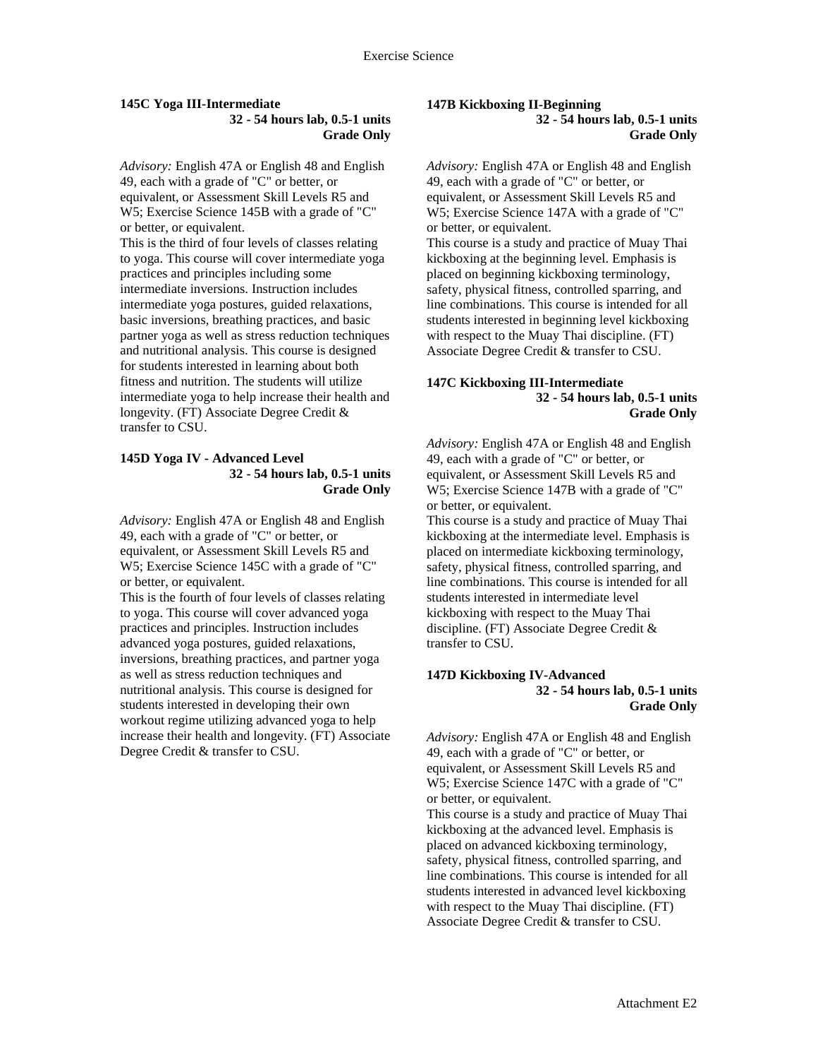### 145C Yoga III-Intermediate

**32 - 54 hours lab, 0.5-1 units**
**Grade Only**

*Advisory:* English 47A or English 48 and English 49, each with a grade of "C" or better, or equivalent, or Assessment Skill Levels R5 and W5; Exercise Science 145B with a grade of "C" or better, or equivalent.
This is the third of four levels of classes relating to yoga. This course will cover intermediate yoga practices and principles including some intermediate inversions. Instruction includes intermediate yoga postures, guided relaxations, basic inversions, breathing practices, and basic partner yoga as well as stress reduction techniques and nutritional analysis. This course is designed for students interested in learning about both fitness and nutrition. The students will utilize intermediate yoga to help increase their health and longevity. (FT) Associate Degree Credit & transfer to CSU.

### 145D Yoga IV - Advanced Level

**32 - 54 hours lab, 0.5-1 units**
**Grade Only**

*Advisory:* English 47A or English 48 and English 49, each with a grade of "C" or better, or equivalent, or Assessment Skill Levels R5 and W5; Exercise Science 145C with a grade of "C" or better, or equivalent.
This is the fourth of four levels of classes relating to yoga. This course will cover advanced yoga practices and principles. Instruction includes advanced yoga postures, guided relaxations, inversions, breathing practices, and partner yoga as well as stress reduction techniques and nutritional analysis. This course is designed for students interested in developing their own workout regime utilizing advanced yoga to help increase their health and longevity. (FT) Associate Degree Credit & transfer to CSU.

### 147B Kickboxing II-Beginning

**32 - 54 hours lab, 0.5-1 units**
**Grade Only**

*Advisory:* English 47A or English 48 and English 49, each with a grade of "C" or better, or equivalent, or Assessment Skill Levels R5 and W5; Exercise Science 147A with a grade of "C" or better, or equivalent.
This course is a study and practice of Muay Thai kickboxing at the beginning level. Emphasis is placed on beginning kickboxing terminology, safety, physical fitness, controlled sparring, and line combinations. This course is intended for all students interested in beginning level kickboxing with respect to the Muay Thai discipline. (FT) Associate Degree Credit & transfer to CSU.

### 147C Kickboxing III-Intermediate

**32 - 54 hours lab, 0.5-1 units**
**Grade Only**

*Advisory:* English 47A or English 48 and English 49, each with a grade of "C" or better, or equivalent, or Assessment Skill Levels R5 and W5; Exercise Science 147B with a grade of "C" or better, or equivalent.
This course is a study and practice of Muay Thai kickboxing at the intermediate level. Emphasis is placed on intermediate kickboxing terminology, safety, physical fitness, controlled sparring, and line combinations. This course is intended for all students interested in intermediate level kickboxing with respect to the Muay Thai discipline. (FT) Associate Degree Credit & transfer to CSU.

### 147D Kickboxing IV-Advanced

**32 - 54 hours lab, 0.5-1 units**
**Grade Only**

*Advisory:* English 47A or English 48 and English 49, each with a grade of "C" or better, or equivalent, or Assessment Skill Levels R5 and W5; Exercise Science 147C with a grade of "C" or better, or equivalent.
This course is a study and practice of Muay Thai kickboxing at the advanced level. Emphasis is placed on advanced kickboxing terminology, safety, physical fitness, controlled sparring, and line combinations. This course is intended for all students interested in advanced level kickboxing with respect to the Muay Thai discipline. (FT) Associate Degree Credit & transfer to CSU.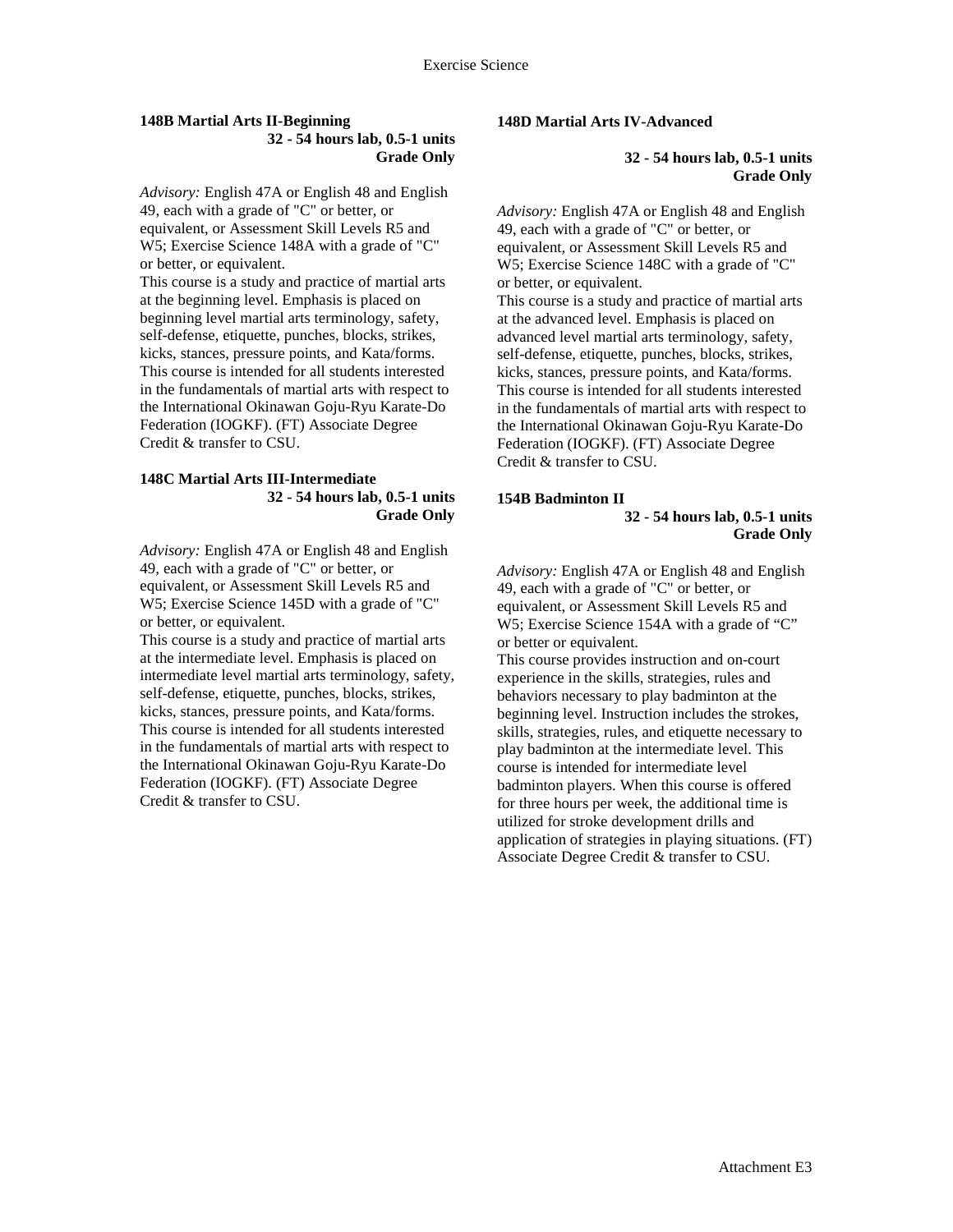### 148B Martial Arts II-Beginning

**32 - 54 hours lab, 0.5-1 units**
**Grade Only**

*Advisory:* English 47A or English 48 and English 49, each with a grade of "C" or better, or equivalent, or Assessment Skill Levels R5 and W5; Exercise Science 148A with a grade of "C" or better, or equivalent.

This course is a study and practice of martial arts at the beginning level. Emphasis is placed on beginning level martial arts terminology, safety, self-defense, etiquette, punches, blocks, strikes, kicks, stances, pressure points, and Kata/forms. This course is intended for all students interested in the fundamentals of martial arts with respect to the International Okinawan Goju-Ryu Karate-Do Federation (IOGKF). (FT) Associate Degree Credit & transfer to CSU.

### 148C Martial Arts III-Intermediate

**32 - 54 hours lab, 0.5-1 units**
**Grade Only**

*Advisory:* English 47A or English 48 and English 49, each with a grade of "C" or better, or equivalent, or Assessment Skill Levels R5 and W5; Exercise Science 145D with a grade of "C" or better, or equivalent.

This course is a study and practice of martial arts at the intermediate level. Emphasis is placed on intermediate level martial arts terminology, safety, self-defense, etiquette, punches, blocks, strikes, kicks, stances, pressure points, and Kata/forms. This course is intended for all students interested in the fundamentals of martial arts with respect to the International Okinawan Goju-Ryu Karate-Do Federation (IOGKF). (FT) Associate Degree Credit & transfer to CSU.

### 148D Martial Arts IV-Advanced

**32 - 54 hours lab, 0.5-1 units**
**Grade Only**

*Advisory:* English 47A or English 48 and English 49, each with a grade of "C" or better, or equivalent, or Assessment Skill Levels R5 and W5; Exercise Science 148C with a grade of "C" or better, or equivalent.

This course is a study and practice of martial arts at the advanced level. Emphasis is placed on advanced level martial arts terminology, safety, self-defense, etiquette, punches, blocks, strikes, kicks, stances, pressure points, and Kata/forms. This course is intended for all students interested in the fundamentals of martial arts with respect to the International Okinawan Goju-Ryu Karate-Do Federation (IOGKF). (FT) Associate Degree Credit & transfer to CSU.

### 154B Badminton II

**32 - 54 hours lab, 0.5-1 units**
**Grade Only**

*Advisory:* English 47A or English 48 and English 49, each with a grade of "C" or better, or equivalent, or Assessment Skill Levels R5 and W5; Exercise Science 154A with a grade of "C" or better or equivalent.

This course provides instruction and on-court experience in the skills, strategies, rules and behaviors necessary to play badminton at the beginning level. Instruction includes the strokes, skills, strategies, rules, and etiquette necessary to play badminton at the intermediate level. This course is intended for intermediate level badminton players. When this course is offered for three hours per week, the additional time is utilized for stroke development drills and application of strategies in playing situations. (FT) Associate Degree Credit & transfer to CSU.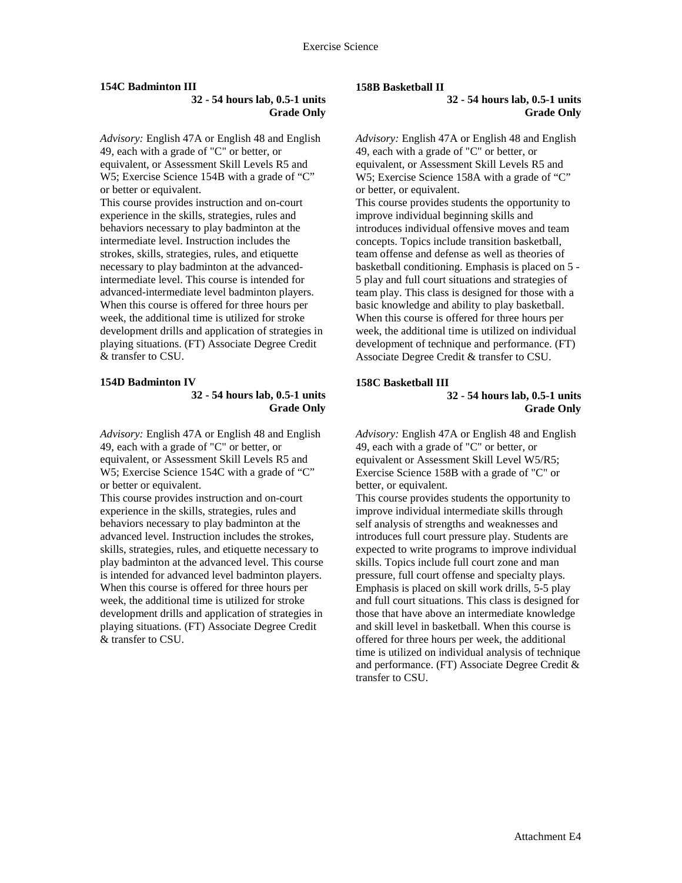**154C Badminton III**

**32 - 54 hours lab, 0.5-1 units**
**Grade Only**

*Advisory:* English 47A or English 48 and English 49, each with a grade of "C" or better, or equivalent, or Assessment Skill Levels R5 and W5; Exercise Science 154B with a grade of "C" or better or equivalent.
This course provides instruction and on-court experience in the skills, strategies, rules and behaviors necessary to play badminton at the intermediate level. Instruction includes the strokes, skills, strategies, rules, and etiquette necessary to play badminton at the advanced-intermediate level. This course is intended for advanced-intermediate level badminton players. When this course is offered for three hours per week, the additional time is utilized for stroke development drills and application of strategies in playing situations. (FT) Associate Degree Credit & transfer to CSU.

**154D Badminton IV**

**32 - 54 hours lab, 0.5-1 units**
**Grade Only**

*Advisory:* English 47A or English 48 and English 49, each with a grade of "C" or better, or equivalent, or Assessment Skill Levels R5 and W5; Exercise Science 154C with a grade of "C" or better or equivalent.
This course provides instruction and on-court experience in the skills, strategies, rules and behaviors necessary to play badminton at the advanced level. Instruction includes the strokes, skills, strategies, rules, and etiquette necessary to play badminton at the advanced level. This course is intended for advanced level badminton players. When this course is offered for three hours per week, the additional time is utilized for stroke development drills and application of strategies in playing situations. (FT) Associate Degree Credit & transfer to CSU.

**158B Basketball II**

**32 - 54 hours lab, 0.5-1 units**
**Grade Only**

*Advisory:* English 47A or English 48 and English 49, each with a grade of "C" or better, or equivalent, or Assessment Skill Levels R5 and W5; Exercise Science 158A with a grade of "C" or better, or equivalent.
This course provides students the opportunity to improve individual beginning skills and introduces individual offensive moves and team concepts. Topics include transition basketball, team offense and defense as well as theories of basketball conditioning. Emphasis is placed on 5 - 5 play and full court situations and strategies of team play. This class is designed for those with a basic knowledge and ability to play basketball. When this course is offered for three hours per week, the additional time is utilized on individual development of technique and performance. (FT) Associate Degree Credit & transfer to CSU.

**158C Basketball III**

**32 - 54 hours lab, 0.5-1 units**
**Grade Only**

*Advisory:* English 47A or English 48 and English 49, each with a grade of "C" or better, or equivalent or Assessment Skill Level W5/R5; Exercise Science 158B with a grade of "C" or better, or equivalent.
This course provides students the opportunity to improve individual intermediate skills through self analysis of strengths and weaknesses and introduces full court pressure play. Students are expected to write programs to improve individual skills. Topics include full court zone and man pressure, full court offense and specialty plays. Emphasis is placed on skill work drills, 5-5 play and full court situations. This class is designed for those that have above an intermediate knowledge and skill level in basketball. When this course is offered for three hours per week, the additional time is utilized on individual analysis of technique and performance. (FT) Associate Degree Credit & transfer to CSU.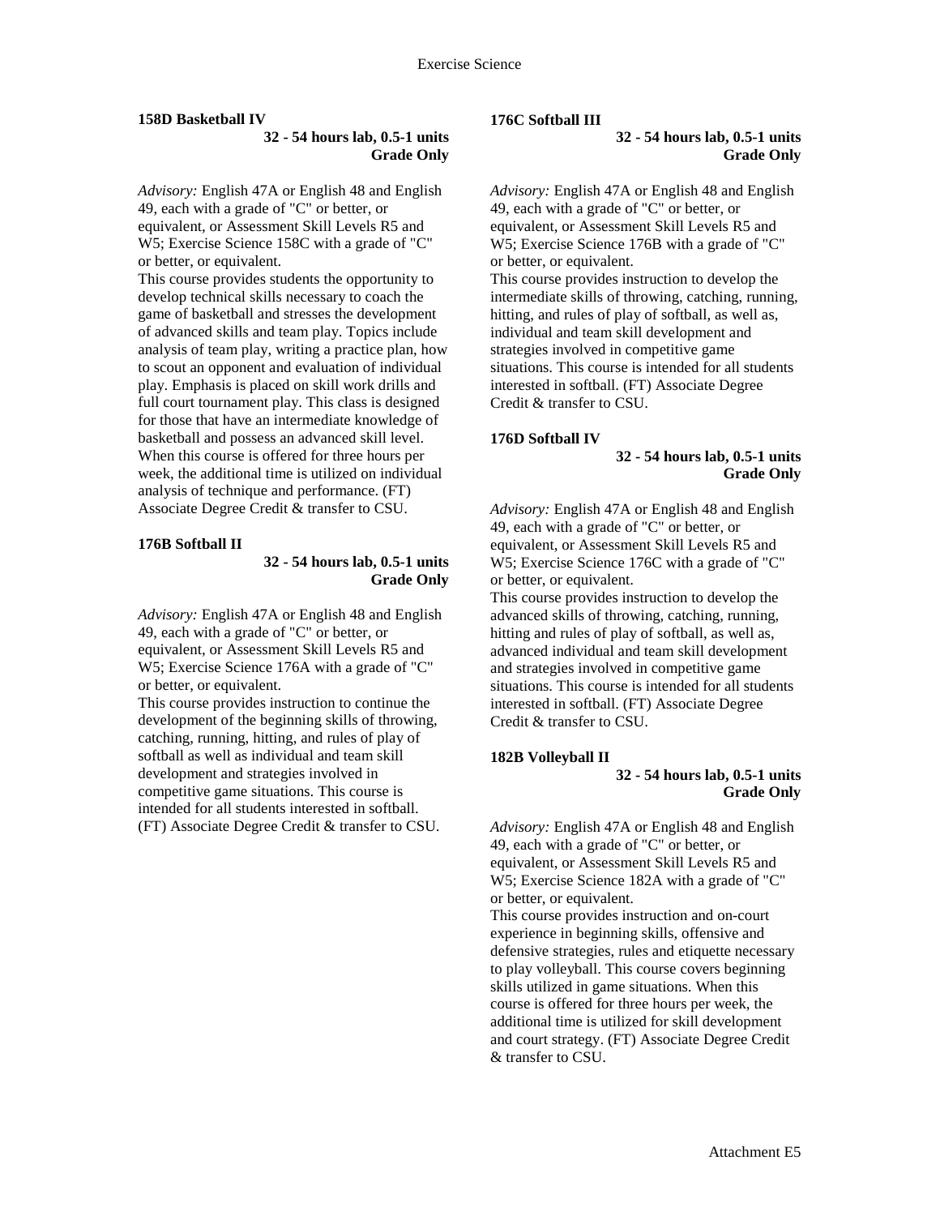**158D Basketball IV**

**32 - 54 hours lab, 0.5-1 units**
**Grade Only**

*Advisory:* English 47A or English 48 and English 49, each with a grade of "C" or better, or equivalent, or Assessment Skill Levels R5 and W5; Exercise Science 158C with a grade of "C" or better, or equivalent.
This course provides students the opportunity to develop technical skills necessary to coach the game of basketball and stresses the development of advanced skills and team play. Topics include analysis of team play, writing a practice plan, how to scout an opponent and evaluation of individual play. Emphasis is placed on skill work drills and full court tournament play. This class is designed for those that have an intermediate knowledge of basketball and possess an advanced skill level. When this course is offered for three hours per week, the additional time is utilized on individual analysis of technique and performance. (FT) Associate Degree Credit & transfer to CSU.

**176B Softball II**

**32 - 54 hours lab, 0.5-1 units**
**Grade Only**

*Advisory:* English 47A or English 48 and English 49, each with a grade of "C" or better, or equivalent, or Assessment Skill Levels R5 and W5; Exercise Science 176A with a grade of "C" or better, or equivalent.
This course provides instruction to continue the development of the beginning skills of throwing, catching, running, hitting, and rules of play of softball as well as individual and team skill development and strategies involved in competitive game situations. This course is intended for all students interested in softball. (FT) Associate Degree Credit & transfer to CSU.

**176C Softball III**

**32 - 54 hours lab, 0.5-1 units**
**Grade Only**

*Advisory:* English 47A or English 48 and English 49, each with a grade of "C" or better, or equivalent, or Assessment Skill Levels R5 and W5; Exercise Science 176B with a grade of "C" or better, or equivalent.
This course provides instruction to develop the intermediate skills of throwing, catching, running, hitting, and rules of play of softball, as well as, individual and team skill development and strategies involved in competitive game situations. This course is intended for all students interested in softball. (FT) Associate Degree Credit & transfer to CSU.

**176D Softball IV**

**32 - 54 hours lab, 0.5-1 units**
**Grade Only**

*Advisory:* English 47A or English 48 and English 49, each with a grade of "C" or better, or equivalent, or Assessment Skill Levels R5 and W5; Exercise Science 176C with a grade of "C" or better, or equivalent.
This course provides instruction to develop the advanced skills of throwing, catching, running, hitting and rules of play of softball, as well as, advanced individual and team skill development and strategies involved in competitive game situations. This course is intended for all students interested in softball. (FT) Associate Degree Credit & transfer to CSU.

**182B Volleyball II**

**32 - 54 hours lab, 0.5-1 units**
**Grade Only**

*Advisory:* English 47A or English 48 and English 49, each with a grade of "C" or better, or equivalent, or Assessment Skill Levels R5 and W5; Exercise Science 182A with a grade of "C" or better, or equivalent.
This course provides instruction and on-court experience in beginning skills, offensive and defensive strategies, rules and etiquette necessary to play volleyball. This course covers beginning skills utilized in game situations. When this course is offered for three hours per week, the additional time is utilized for skill development and court strategy. (FT) Associate Degree Credit & transfer to CSU.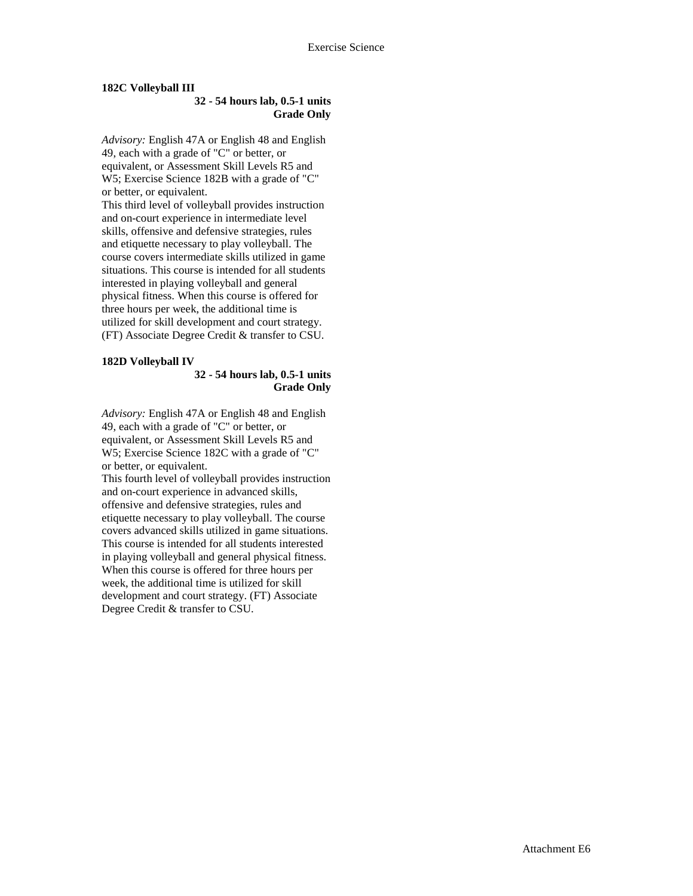**182C Volleyball III**

**32 - 54 hours lab, 0.5-1 units**
**Grade Only**

*Advisory:* English 47A or English 48 and English 49, each with a grade of "C" or better, or equivalent, or Assessment Skill Levels R5 and W5; Exercise Science 182B with a grade of "C" or better, or equivalent.

This third level of volleyball provides instruction and on-court experience in intermediate level skills, offensive and defensive strategies, rules and etiquette necessary to play volleyball. The course covers intermediate skills utilized in game situations. This course is intended for all students interested in playing volleyball and general physical fitness. When this course is offered for three hours per week, the additional time is utilized for skill development and court strategy. (FT) Associate Degree Credit & transfer to CSU.

**182D Volleyball IV**

**32 - 54 hours lab, 0.5-1 units**
**Grade Only**

*Advisory:* English 47A or English 48 and English 49, each with a grade of "C" or better, or equivalent, or Assessment Skill Levels R5 and W5; Exercise Science 182C with a grade of "C" or better, or equivalent.

This fourth level of volleyball provides instruction and on-court experience in advanced skills, offensive and defensive strategies, rules and etiquette necessary to play volleyball. The course covers advanced skills utilized in game situations. This course is intended for all students interested in playing volleyball and general physical fitness. When this course is offered for three hours per week, the additional time is utilized for skill development and court strategy. (FT) Associate Degree Credit & transfer to CSU.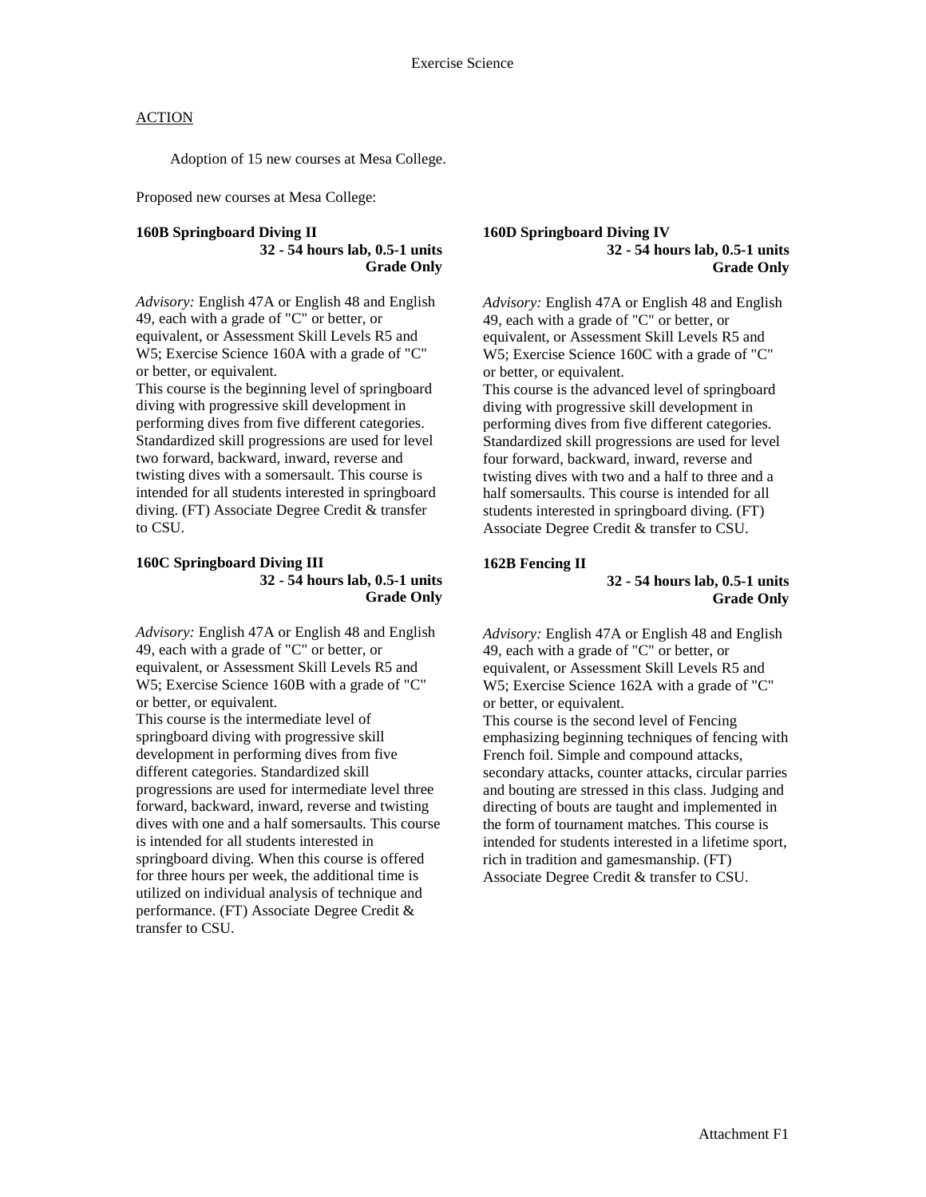Exercise Science

ACTION

Adoption of 15 new courses at Mesa College.

Proposed new courses at Mesa College:

**160B Springboard Diving II**
**32 - 54 hours lab, 0.5-1 units**
**Grade Only**

*Advisory:* English 47A or English 48 and English 49, each with a grade of "C" or better, or equivalent, or Assessment Skill Levels R5 and W5; Exercise Science 160A with a grade of "C" or better, or equivalent.
This course is the beginning level of springboard diving with progressive skill development in performing dives from five different categories. Standardized skill progressions are used for level two forward, backward, inward, reverse and twisting dives with a somersault. This course is intended for all students interested in springboard diving. (FT) Associate Degree Credit & transfer to CSU.

**160C Springboard Diving III**
**32 - 54 hours lab, 0.5-1 units**
**Grade Only**

*Advisory:* English 47A or English 48 and English 49, each with a grade of "C" or better, or equivalent, or Assessment Skill Levels R5 and W5; Exercise Science 160B with a grade of "C" or better, or equivalent.
This course is the intermediate level of springboard diving with progressive skill development in performing dives from five different categories. Standardized skill progressions are used for intermediate level three forward, backward, inward, reverse and twisting dives with one and a half somersaults. This course is intended for all students interested in springboard diving. When this course is offered for three hours per week, the additional time is utilized on individual analysis of technique and performance. (FT) Associate Degree Credit & transfer to CSU.

**160D Springboard Diving IV**
**32 - 54 hours lab, 0.5-1 units**
**Grade Only**

*Advisory:* English 47A or English 48 and English 49, each with a grade of "C" or better, or equivalent, or Assessment Skill Levels R5 and W5; Exercise Science 160C with a grade of "C" or better, or equivalent.
This course is the advanced level of springboard diving with progressive skill development in performing dives from five different categories. Standardized skill progressions are used for level four forward, backward, inward, reverse and twisting dives with two and a half to three and a half somersaults. This course is intended for all students interested in springboard diving. (FT) Associate Degree Credit & transfer to CSU.

**162B Fencing II**
**32 - 54 hours lab, 0.5-1 units**
**Grade Only**

*Advisory:* English 47A or English 48 and English 49, each with a grade of "C" or better, or equivalent, or Assessment Skill Levels R5 and W5; Exercise Science 162A with a grade of "C" or better, or equivalent.
This course is the second level of Fencing emphasizing beginning techniques of fencing with French foil. Simple and compound attacks, secondary attacks, counter attacks, circular parries and bouting are stressed in this class. Judging and directing of bouts are taught and implemented in the form of tournament matches. This course is intended for students interested in a lifetime sport, rich in tradition and gamesmanship. (FT) Associate Degree Credit & transfer to CSU.

Attachment F1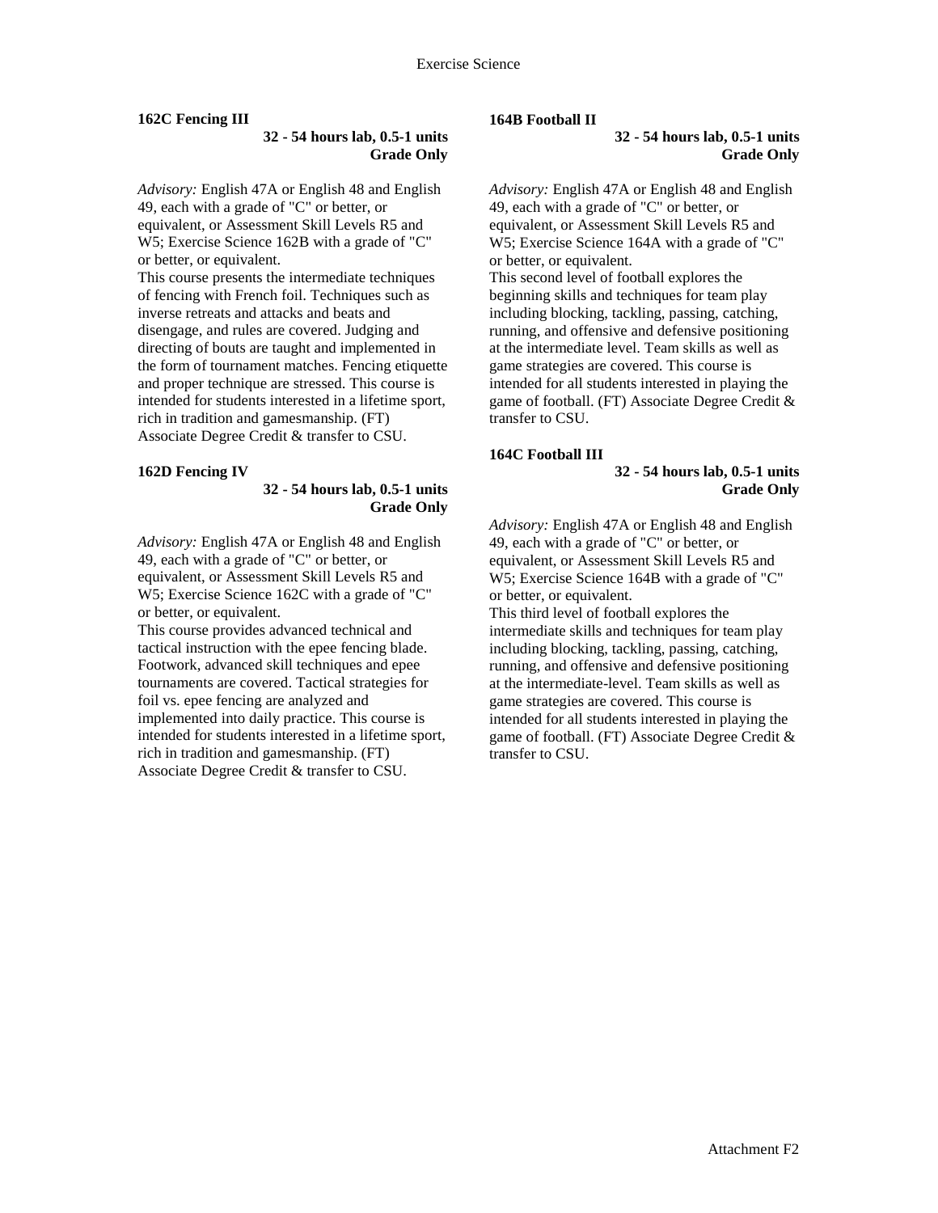### 162C Fencing III

**32 - 54 hours lab, 0.5-1 units**
**Grade Only**

*Advisory:* English 47A or English 48 and English 49, each with a grade of "C" or better, or equivalent, or Assessment Skill Levels R5 and W5; Exercise Science 162B with a grade of "C" or better, or equivalent.
This course presents the intermediate techniques of fencing with French foil. Techniques such as inverse retreats and attacks and beats and disengage, and rules are covered. Judging and directing of bouts are taught and implemented in the form of tournament matches. Fencing etiquette and proper technique are stressed. This course is intended for students interested in a lifetime sport, rich in tradition and gamesmanship. (FT) Associate Degree Credit & transfer to CSU.

### 162D Fencing IV

**32 - 54 hours lab, 0.5-1 units**
**Grade Only**

*Advisory:* English 47A or English 48 and English 49, each with a grade of "C" or better, or equivalent, or Assessment Skill Levels R5 and W5; Exercise Science 162C with a grade of "C" or better, or equivalent.
This course provides advanced technical and tactical instruction with the epee fencing blade. Footwork, advanced skill techniques and epee tournaments are covered. Tactical strategies for foil vs. epee fencing are analyzed and implemented into daily practice. This course is intended for students interested in a lifetime sport, rich in tradition and gamesmanship. (FT) Associate Degree Credit & transfer to CSU.

### 164B Football II

**32 - 54 hours lab, 0.5-1 units**
**Grade Only**

*Advisory:* English 47A or English 48 and English 49, each with a grade of "C" or better, or equivalent, or Assessment Skill Levels R5 and W5; Exercise Science 164A with a grade of "C" or better, or equivalent.
This second level of football explores the beginning skills and techniques for team play including blocking, tackling, passing, catching, running, and offensive and defensive positioning at the intermediate level. Team skills as well as game strategies are covered. This course is intended for all students interested in playing the game of football. (FT) Associate Degree Credit & transfer to CSU.

### 164C Football III

**32 - 54 hours lab, 0.5-1 units**
**Grade Only**

*Advisory:* English 47A or English 48 and English 49, each with a grade of "C" or better, or equivalent, or Assessment Skill Levels R5 and W5; Exercise Science 164B with a grade of "C" or better, or equivalent.
This third level of football explores the intermediate skills and techniques for team play including blocking, tackling, passing, catching, running, and offensive and defensive positioning at the intermediate-level. Team skills as well as game strategies are covered. This course is intended for all students interested in playing the game of football. (FT) Associate Degree Credit & transfer to CSU.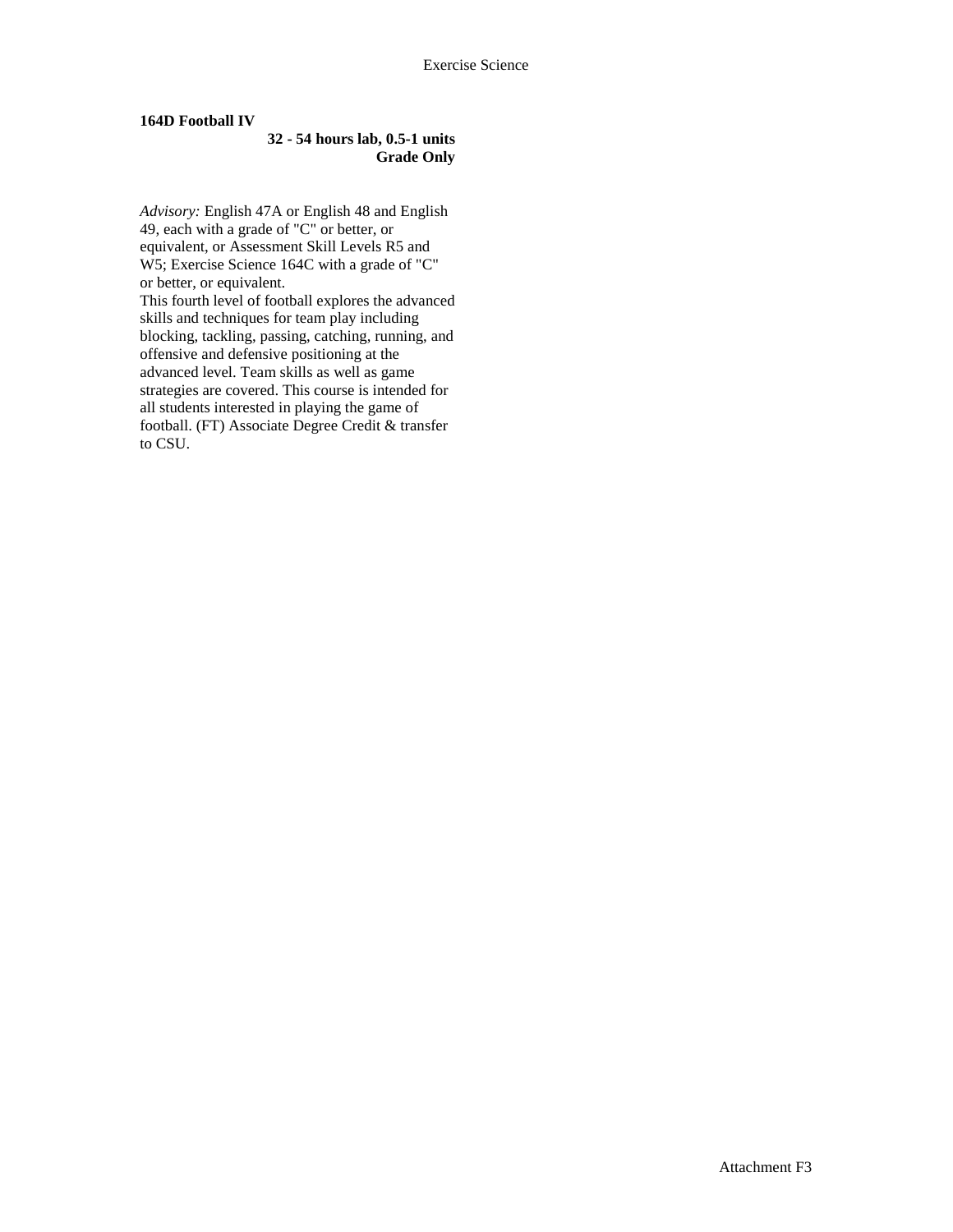**164D Football IV**

**32 - 54 hours lab, 0.5-1 units**
**Grade Only**

*Advisory:* English 47A or English 48 and English 49, each with a grade of "C" or better, or equivalent, or Assessment Skill Levels R5 and W5; Exercise Science 164C with a grade of "C" or better, or equivalent.
This fourth level of football explores the advanced skills and techniques for team play including blocking, tackling, passing, catching, running, and offensive and defensive positioning at the advanced level. Team skills as well as game strategies are covered. This course is intended for all students interested in playing the game of football. (FT) Associate Degree Credit & transfer to CSU.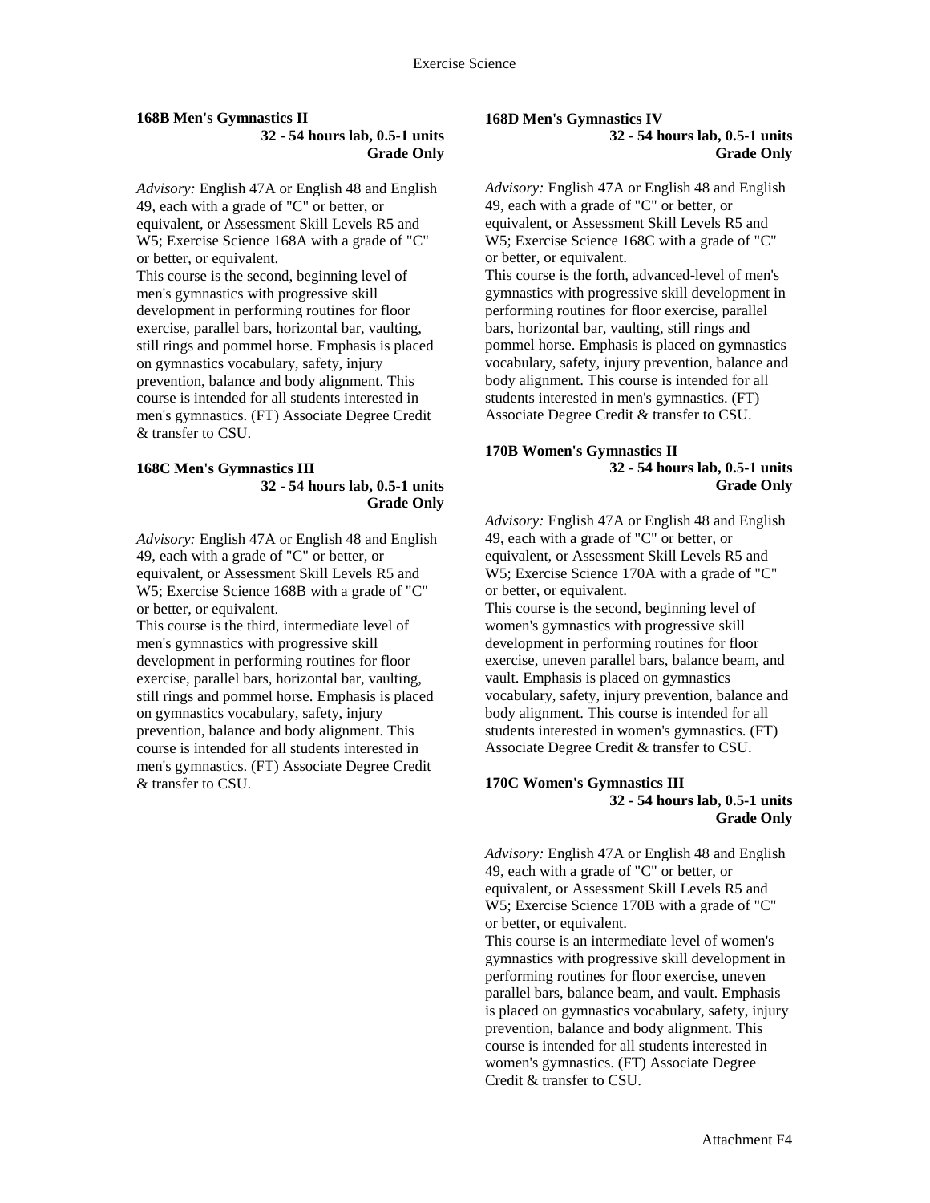### 168B Men's Gymnastics II

**32 - 54 hours lab, 0.5-1 units**
**Grade Only**

*Advisory:* English 47A or English 48 and English 49, each with a grade of "C" or better, or equivalent, or Assessment Skill Levels R5 and W5; Exercise Science 168A with a grade of "C" or better, or equivalent.
This course is the second, beginning level of men's gymnastics with progressive skill development in performing routines for floor exercise, parallel bars, horizontal bar, vaulting, still rings and pommel horse. Emphasis is placed on gymnastics vocabulary, safety, injury prevention, balance and body alignment. This course is intended for all students interested in men's gymnastics. (FT) Associate Degree Credit & transfer to CSU.

### 168C Men's Gymnastics III

**32 - 54 hours lab, 0.5-1 units**
**Grade Only**

*Advisory:* English 47A or English 48 and English 49, each with a grade of "C" or better, or equivalent, or Assessment Skill Levels R5 and W5; Exercise Science 168B with a grade of "C" or better, or equivalent.
This course is the third, intermediate level of men's gymnastics with progressive skill development in performing routines for floor exercise, parallel bars, horizontal bar, vaulting, still rings and pommel horse. Emphasis is placed on gymnastics vocabulary, safety, injury prevention, balance and body alignment. This course is intended for all students interested in men's gymnastics. (FT) Associate Degree Credit & transfer to CSU.

### 168D Men's Gymnastics IV

**32 - 54 hours lab, 0.5-1 units**
**Grade Only**

*Advisory:* English 47A or English 48 and English 49, each with a grade of "C" or better, or equivalent, or Assessment Skill Levels R5 and W5; Exercise Science 168C with a grade of "C" or better, or equivalent.
This course is the forth, advanced-level of men's gymnastics with progressive skill development in performing routines for floor exercise, parallel bars, horizontal bar, vaulting, still rings and pommel horse. Emphasis is placed on gymnastics vocabulary, safety, injury prevention, balance and body alignment. This course is intended for all students interested in men's gymnastics. (FT) Associate Degree Credit & transfer to CSU.

### 170B Women's Gymnastics II

**32 - 54 hours lab, 0.5-1 units**
**Grade Only**

*Advisory:* English 47A or English 48 and English 49, each with a grade of "C" or better, or equivalent, or Assessment Skill Levels R5 and W5; Exercise Science 170A with a grade of "C" or better, or equivalent.
This course is the second, beginning level of women's gymnastics with progressive skill development in performing routines for floor exercise, uneven parallel bars, balance beam, and vault. Emphasis is placed on gymnastics vocabulary, safety, injury prevention, balance and body alignment. This course is intended for all students interested in women's gymnastics. (FT) Associate Degree Credit & transfer to CSU.

### 170C Women's Gymnastics III

**32 - 54 hours lab, 0.5-1 units**
**Grade Only**

*Advisory:* English 47A or English 48 and English 49, each with a grade of "C" or better, or equivalent, or Assessment Skill Levels R5 and W5; Exercise Science 170B with a grade of "C" or better, or equivalent.
This course is an intermediate level of women's gymnastics with progressive skill development in performing routines for floor exercise, uneven parallel bars, balance beam, and vault. Emphasis is placed on gymnastics vocabulary, safety, injury prevention, balance and body alignment. This course is intended for all students interested in women's gymnastics. (FT) Associate Degree Credit & transfer to CSU.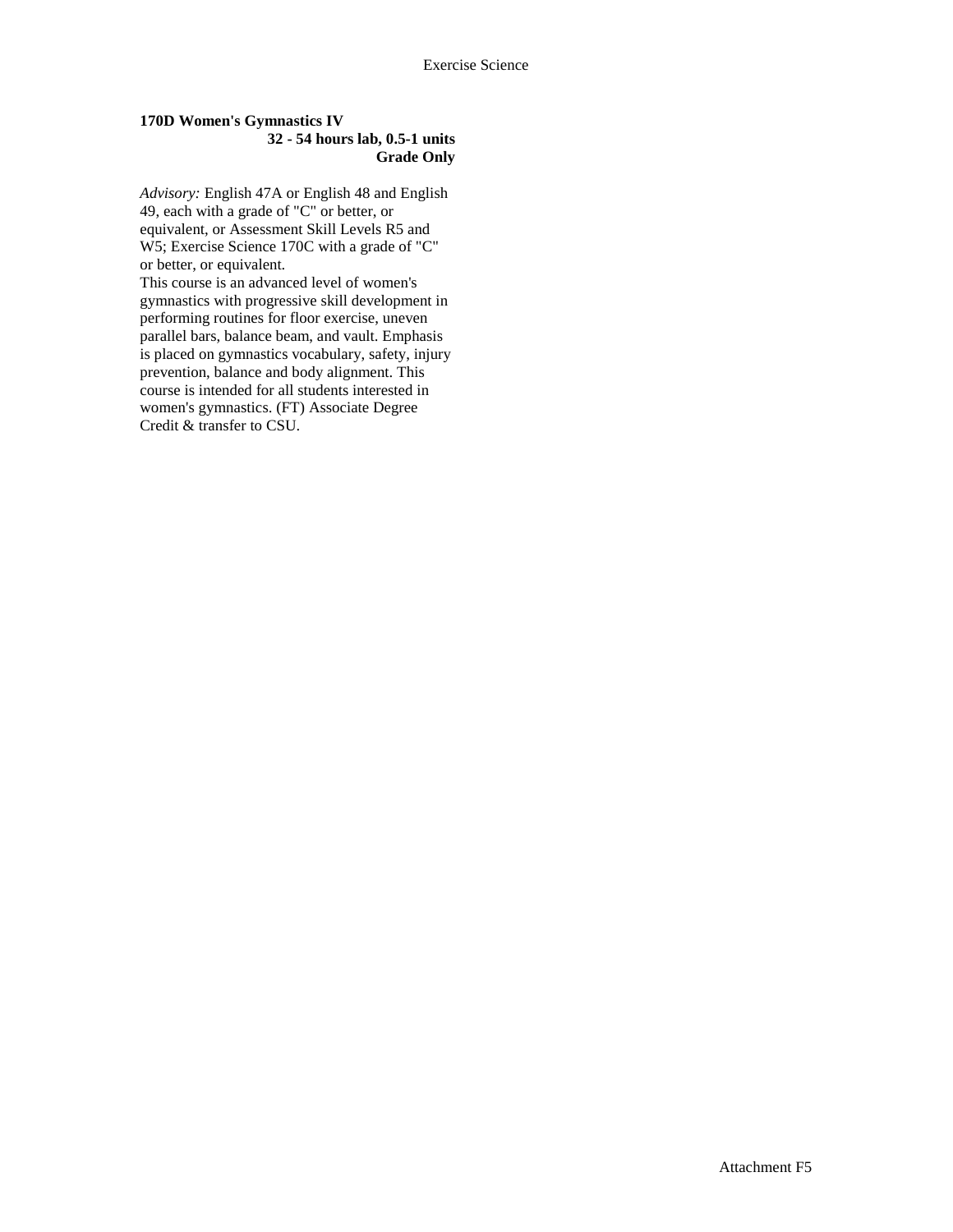**170D Women's Gymnastics IV**
**32 - 54 hours lab, 0.5-1 units**
**Grade Only**

*Advisory:* English 47A or English 48 and English 49, each with a grade of "C" or better, or equivalent, or Assessment Skill Levels R5 and W5; Exercise Science 170C with a grade of "C" or better, or equivalent.
This course is an advanced level of women's gymnastics with progressive skill development in performing routines for floor exercise, uneven parallel bars, balance beam, and vault. Emphasis is placed on gymnastics vocabulary, safety, injury prevention, balance and body alignment. This course is intended for all students interested in women's gymnastics. (FT) Associate Degree Credit & transfer to CSU.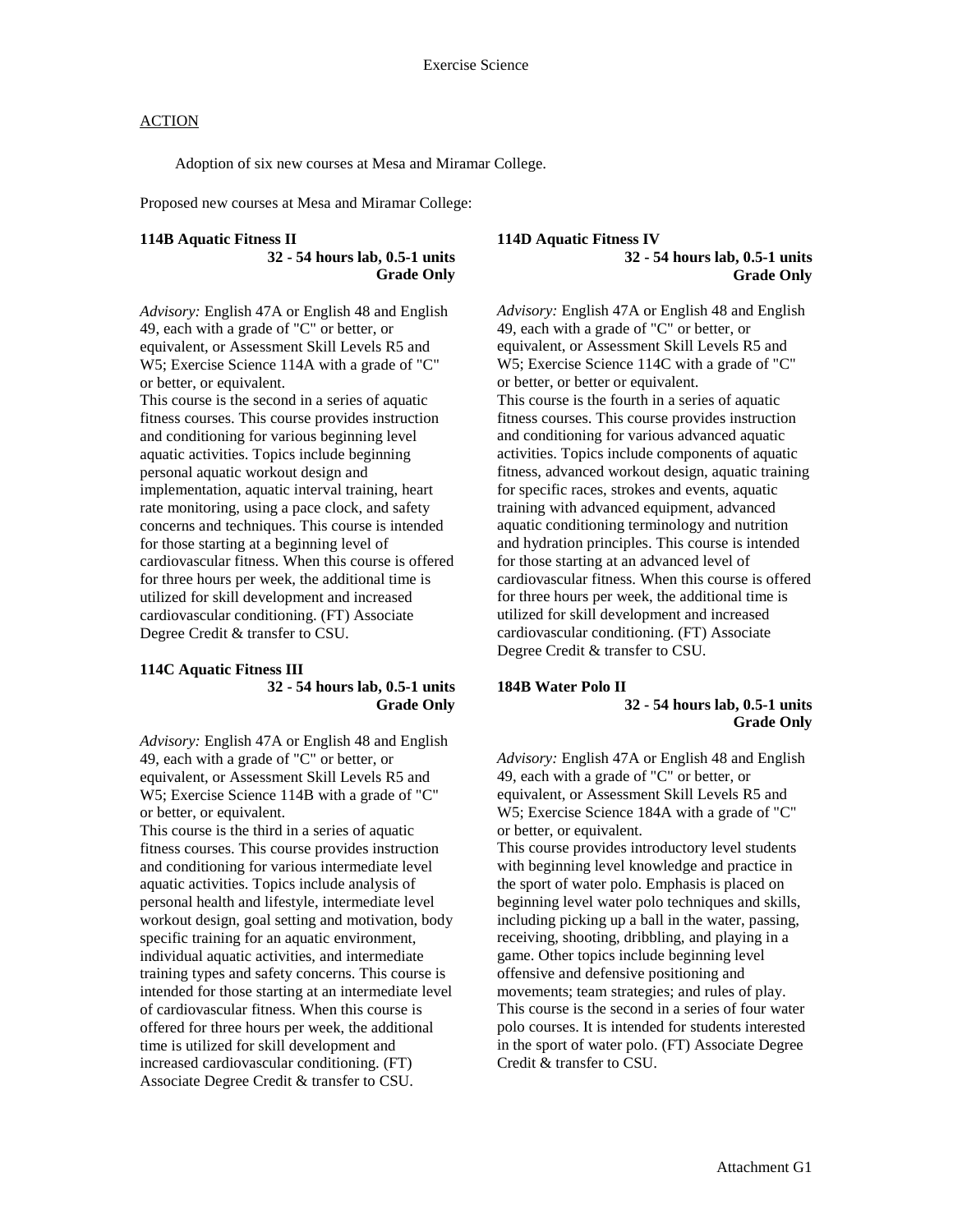Exercise Science

ACTION

Adoption of six new courses at Mesa and Miramar College.

Proposed new courses at Mesa and Miramar College:

**114B Aquatic Fitness II**
**32 - 54 hours lab, 0.5-1 units**
**Grade Only**

*Advisory:* English 47A or English 48 and English 49, each with a grade of "C" or better, or equivalent, or Assessment Skill Levels R5 and W5; Exercise Science 114A with a grade of "C" or better, or equivalent.
This course is the second in a series of aquatic fitness courses. This course provides instruction and conditioning for various beginning level aquatic activities. Topics include beginning personal aquatic workout design and implementation, aquatic interval training, heart rate monitoring, using a pace clock, and safety concerns and techniques. This course is intended for those starting at a beginning level of cardiovascular fitness. When this course is offered for three hours per week, the additional time is utilized for skill development and increased cardiovascular conditioning. (FT) Associate Degree Credit & transfer to CSU.

**114C Aquatic Fitness III**
**32 - 54 hours lab, 0.5-1 units**
**Grade Only**

*Advisory:* English 47A or English 48 and English 49, each with a grade of "C" or better, or equivalent, or Assessment Skill Levels R5 and W5; Exercise Science 114B with a grade of "C" or better, or equivalent.
This course is the third in a series of aquatic fitness courses. This course provides instruction and conditioning for various intermediate level aquatic activities. Topics include analysis of personal health and lifestyle, intermediate level workout design, goal setting and motivation, body specific training for an aquatic environment, individual aquatic activities, and intermediate training types and safety concerns. This course is intended for those starting at an intermediate level of cardiovascular fitness. When this course is offered for three hours per week, the additional time is utilized for skill development and increased cardiovascular conditioning. (FT) Associate Degree Credit & transfer to CSU.

**114D Aquatic Fitness IV**
**32 - 54 hours lab, 0.5-1 units**
**Grade Only**

*Advisory:* English 47A or English 48 and English 49, each with a grade of "C" or better, or equivalent, or Assessment Skill Levels R5 and W5; Exercise Science 114C with a grade of "C" or better, or better or equivalent.
This course is the fourth in a series of aquatic fitness courses. This course provides instruction and conditioning for various advanced aquatic activities. Topics include components of aquatic fitness, advanced workout design, aquatic training for specific races, strokes and events, aquatic training with advanced equipment, advanced aquatic conditioning terminology and nutrition and hydration principles. This course is intended for those starting at an advanced level of cardiovascular fitness. When this course is offered for three hours per week, the additional time is utilized for skill development and increased cardiovascular conditioning. (FT) Associate Degree Credit & transfer to CSU.

**184B Water Polo II**
**32 - 54 hours lab, 0.5-1 units**
**Grade Only**

*Advisory:* English 47A or English 48 and English 49, each with a grade of "C" or better, or equivalent, or Assessment Skill Levels R5 and W5; Exercise Science 184A with a grade of "C" or better, or equivalent.
This course provides introductory level students with beginning level knowledge and practice in the sport of water polo. Emphasis is placed on beginning level water polo techniques and skills, including picking up a ball in the water, passing, receiving, shooting, dribbling, and playing in a game. Other topics include beginning level offensive and defensive positioning and movements; team strategies; and rules of play. This course is the second in a series of four water polo courses. It is intended for students interested in the sport of water polo. (FT) Associate Degree Credit & transfer to CSU.

Attachment G1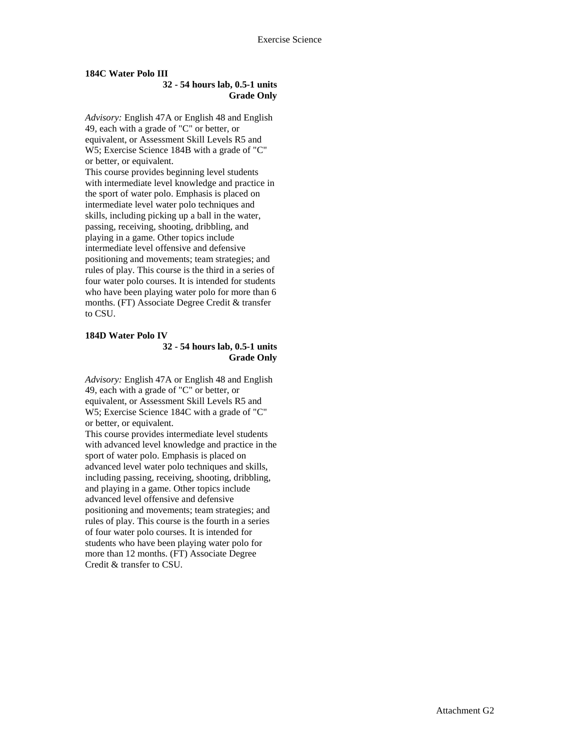**184C Water Polo III**

**32 - 54 hours lab, 0.5-1 units**
**Grade Only**

*Advisory:* English 47A or English 48 and English 49, each with a grade of "C" or better, or equivalent, or Assessment Skill Levels R5 and W5; Exercise Science 184B with a grade of "C" or better, or equivalent.

This course provides beginning level students with intermediate level knowledge and practice in the sport of water polo. Emphasis is placed on intermediate level water polo techniques and skills, including picking up a ball in the water, passing, receiving, shooting, dribbling, and playing in a game. Other topics include intermediate level offensive and defensive positioning and movements; team strategies; and rules of play. This course is the third in a series of four water polo courses. It is intended for students who have been playing water polo for more than 6 months. (FT) Associate Degree Credit & transfer to CSU.

**184D Water Polo IV**

**32 - 54 hours lab, 0.5-1 units**
**Grade Only**

*Advisory:* English 47A or English 48 and English 49, each with a grade of "C" or better, or equivalent, or Assessment Skill Levels R5 and W5; Exercise Science 184C with a grade of "C" or better, or equivalent.

This course provides intermediate level students with advanced level knowledge and practice in the sport of water polo. Emphasis is placed on advanced level water polo techniques and skills, including passing, receiving, shooting, dribbling, and playing in a game. Other topics include advanced level offensive and defensive positioning and movements; team strategies; and rules of play. This course is the fourth in a series of four water polo courses. It is intended for students who have been playing water polo for more than 12 months. (FT) Associate Degree Credit & transfer to CSU.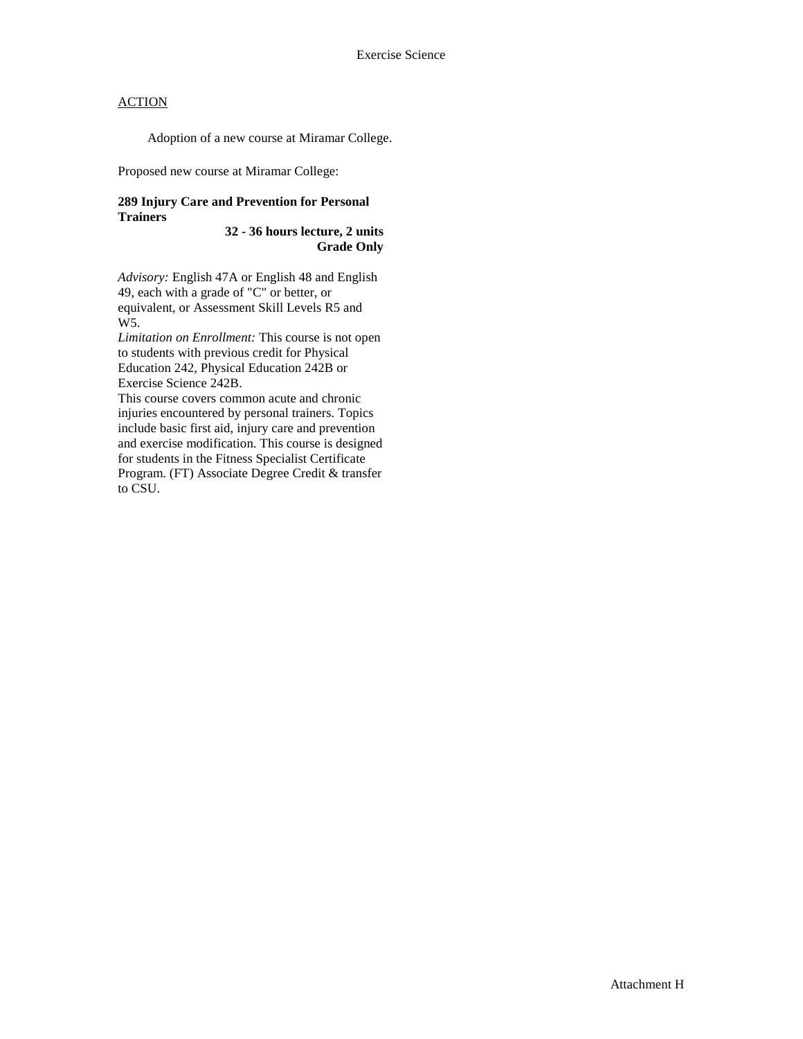Exercise Science

ACTION

Adoption of a new course at Miramar College.

Proposed new course at Miramar College:

**289 Injury Care and Prevention for Personal Trainers**

**32 - 36 hours lecture, 2 units**
**Grade Only**

*Advisory:* English 47A or English 48 and English 49, each with a grade of "C" or better, or equivalent, or Assessment Skill Levels R5 and W5.

*Limitation on Enrollment:* This course is not open to students with previous credit for Physical Education 242, Physical Education 242B or Exercise Science 242B.

This course covers common acute and chronic injuries encountered by personal trainers. Topics include basic first aid, injury care and prevention and exercise modification. This course is designed for students in the Fitness Specialist Certificate Program. (FT) Associate Degree Credit & transfer to CSU.

Attachment H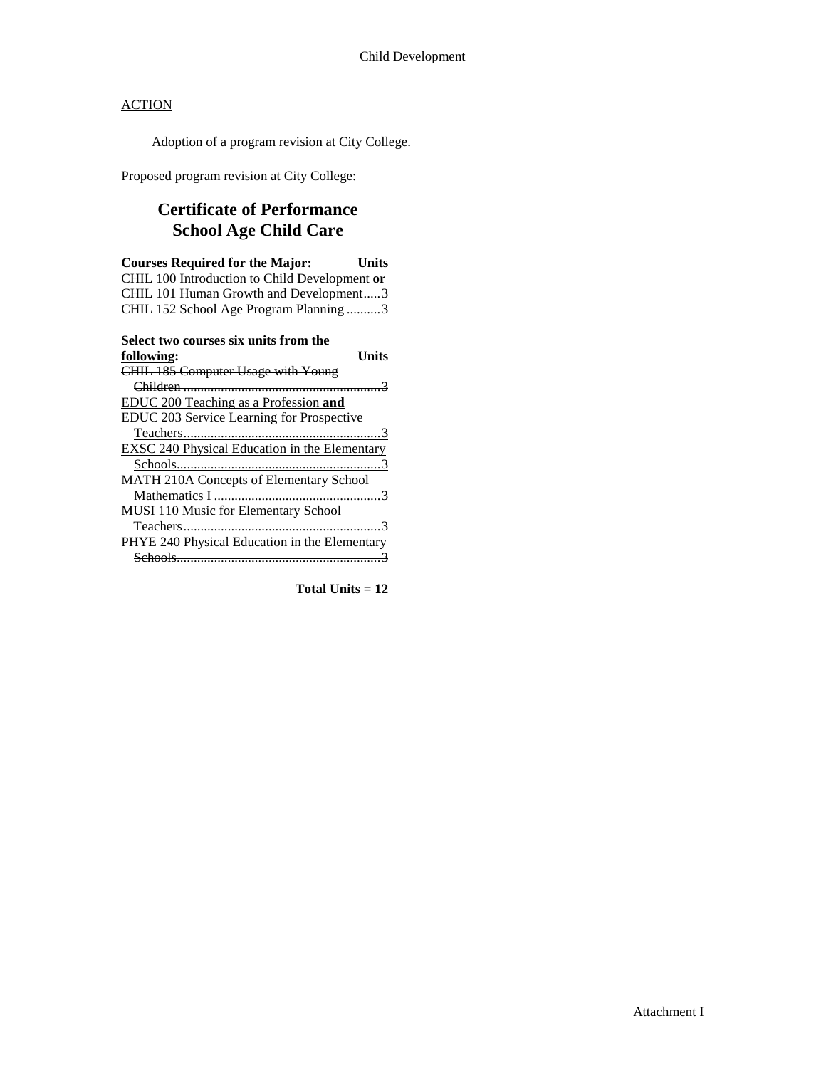Child Development

<u>ACTION</u>

Adoption of a program revision at City College.

Proposed program revision at City College:

## Certificate of Performance
## School Age Child Care

| **Courses Required for the Major:** | **Units** |
|---|---|
| CHIL 100 Introduction to Child Development **or** | |
| CHIL 101 Human Growth and Development | 3 |
| CHIL 152 School Age Program Planning | 3 |

| **Select ~~two courses~~ <u>six units</u> from <u>the following</u>:** | **Units** |
|---|---|
| ~~CHIL 185 Computer Usage with Young Children~~ | ~~3~~ |
| <u>EDUC 200 Teaching as a Profession **and**</u> | |
| <u>EDUC 203 Service Learning for Prospective Teachers</u> | <u>3</u> |
| <u>EXSC 240 Physical Education in the Elementary Schools</u> | <u>3</u> |
| MATH 210A Concepts of Elementary School Mathematics I | 3 |
| MUSI 110 Music for Elementary School Teachers | 3 |
| ~~PHYE 240 Physical Education in the Elementary Schools~~ | ~~3~~ |

**Total Units = 12**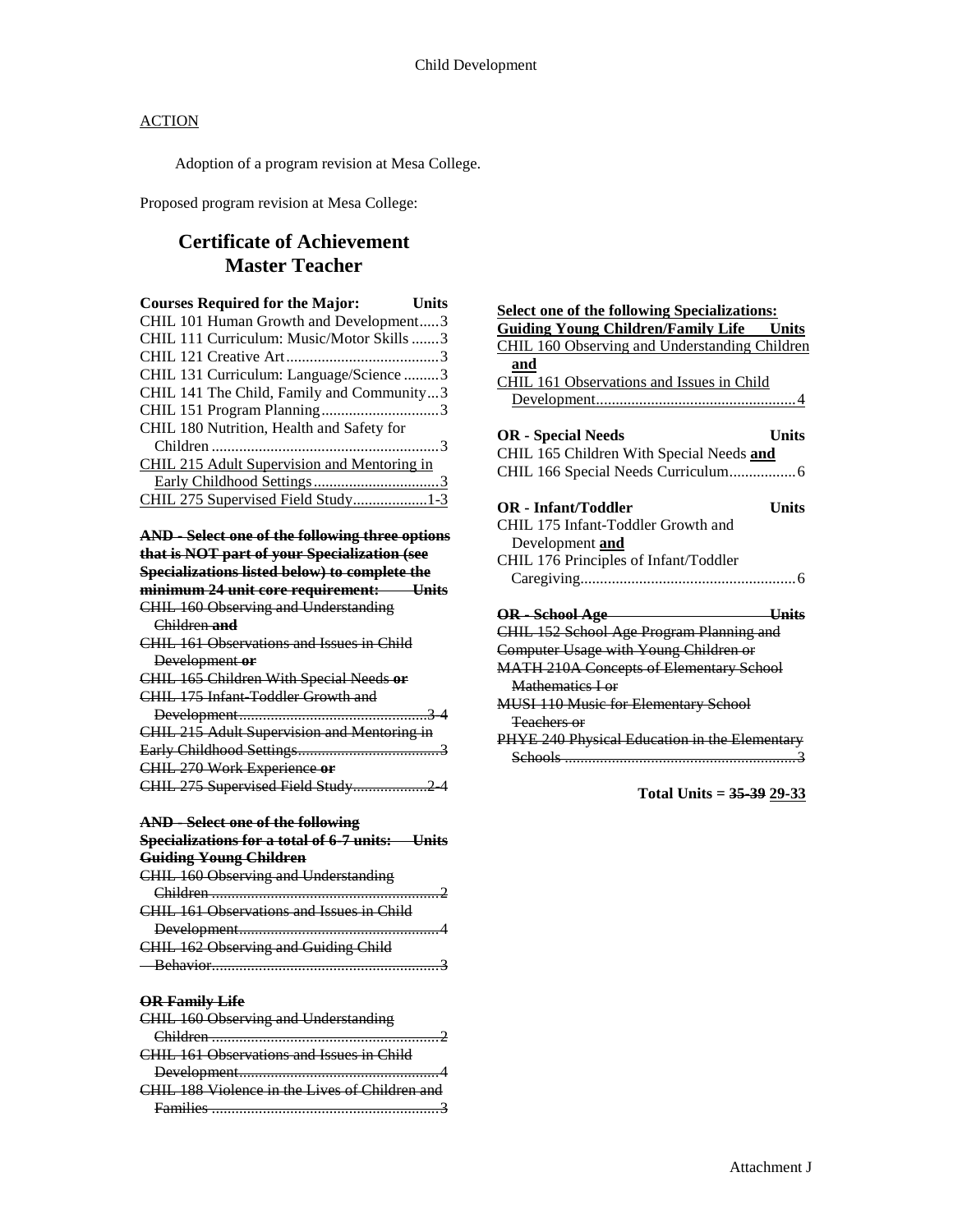Child Development

ACTION

Adoption of a program revision at Mesa College.

Proposed program revision at Mesa College:

## Certificate of Achievement
## Master Teacher

| Courses Required for the Major: | Units |
|---|---|
| CHIL 101 Human Growth and Development | 3 |
| CHIL 111 Curriculum: Music/Motor Skills | 3 |
| CHIL 121 Creative Art | 3 |
| CHIL 131 Curriculum: Language/Science | 3 |
| CHIL 141 The Child, Family and Community | 3 |
| CHIL 151 Program Planning | 3 |
| CHIL 180 Nutrition, Health and Safety for Children | 3 |
| <u>CHIL 215 Adult Supervision and Mentoring in Early Childhood Settings</u> | <u>3</u> |
| <u>CHIL 275 Supervised Field Study</u> | <u>1-3</u> |

~~**AND - Select one of the following three options that is NOT part of your Specialization (see Specializations listed below) to complete the minimum 24 unit core requirement: Units**~~

~~CHIL 160 Observing and Understanding Children **and**~~
~~CHIL 161 Observations and Issues in Child Development **or**~~
~~CHIL 165 Children With Special Needs **or**~~
~~CHIL 175 Infant-Toddler Growth and Development ....3-4~~
~~CHIL 215 Adult Supervision and Mentoring in Early Childhood Settings ....3~~
~~CHIL 270 Work Experience **or**~~
~~CHIL 275 Supervised Field Study ....2-4~~

~~**AND - Select one of the following Specializations for a total of 6-7 units: Units**~~
~~**Guiding Young Children**~~
~~CHIL 160 Observing and Understanding Children ....2~~
~~CHIL 161 Observations and Issues in Child Development ....4~~
~~CHIL 162 Observing and Guiding Child Behavior ....3~~

~~**OR Family Life**~~
~~CHIL 160 Observing and Understanding Children ....2~~
~~CHIL 161 Observations and Issues in Child Development ....4~~
~~CHIL 188 Violence in the Lives of Children and Families ....3~~

<u>**Select one of the following Specializations:**</u>

| <u>**Guiding Young Children/Family Life**</u> | <u>**Units**</u> |
|---|---|
| <u>CHIL 160 Observing and Understanding Children **and**</u> | |
| <u>CHIL 161 Observations and Issues in Child Development</u> | <u>4</u> |

| **OR - Special Needs** | **Units** |
|---|---|
| CHIL 165 Children With Special Needs <u>**and**</u> | |
| CHIL 166 Special Needs Curriculum | 6 |

| **OR - Infant/Toddler** | **Units** |
|---|---|
| CHIL 175 Infant-Toddler Growth and Development <u>**and**</u> | |
| CHIL 176 Principles of Infant/Toddler Caregiving | 6 |

~~**OR - School Age Units**~~
~~CHIL 152 School Age Program Planning and Computer Usage with Young Children or~~
~~MATH 210A Concepts of Elementary School Mathematics I or~~
~~MUSI 110 Music for Elementary School Teachers or~~
~~PHYE 240 Physical Education in the Elementary Schools ....3~~

**Total Units = ~~35-39~~ <u>29-33</u>**

Attachment J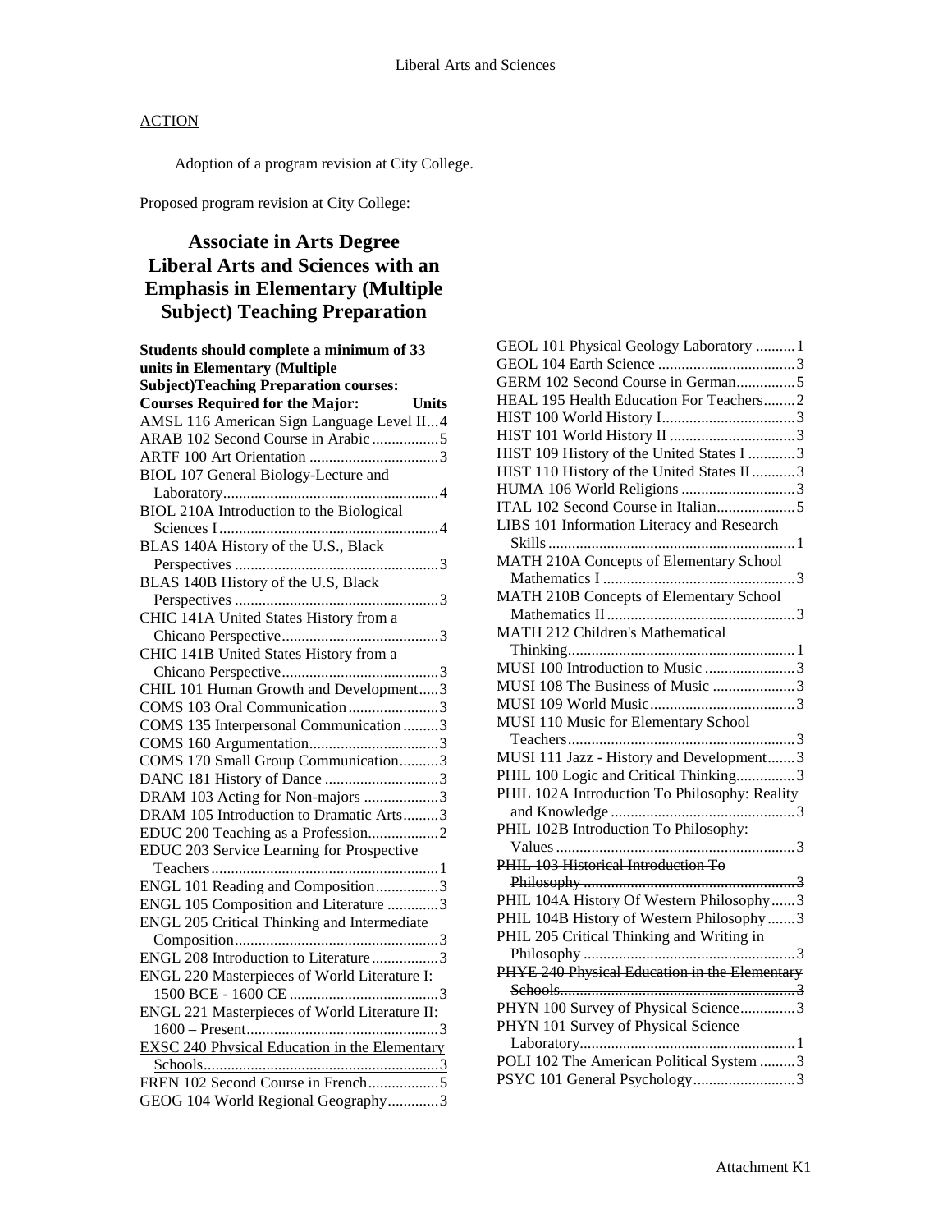ACTION

Adoption of a program revision at City College.

Proposed program revision at City College:

# Associate in Arts Degree Liberal Arts and Sciences with an Emphasis in Elementary (Multiple Subject) Teaching Preparation

**Students should complete a minimum of 33 units in Elementary (Multiple Subject)Teaching Preparation courses:**

| Courses Required for the Major: | Units |
|---|---|
| AMSL 116 American Sign Language Level II | 4 |
| ARAB 102 Second Course in Arabic | 5 |
| ARTF 100 Art Orientation | 3 |
| BIOL 107 General Biology-Lecture and Laboratory | 4 |
| BIOL 210A Introduction to the Biological Sciences I | 4 |
| BLAS 140A History of the U.S., Black Perspectives | 3 |
| BLAS 140B History of the U.S, Black Perspectives | 3 |
| CHIC 141A United States History from a Chicano Perspective | 3 |
| CHIC 141B United States History from a Chicano Perspective | 3 |
| CHIL 101 Human Growth and Development | 3 |
| COMS 103 Oral Communication | 3 |
| COMS 135 Interpersonal Communication | 3 |
| COMS 160 Argumentation | 3 |
| COMS 170 Small Group Communication | 3 |
| DANC 181 History of Dance | 3 |
| DRAM 103 Acting for Non-majors | 3 |
| DRAM 105 Introduction to Dramatic Arts | 3 |
| EDUC 200 Teaching as a Profession | 2 |
| EDUC 203 Service Learning for Prospective Teachers | 1 |
| ENGL 101 Reading and Composition | 3 |
| ENGL 105 Composition and Literature | 3 |
| ENGL 205 Critical Thinking and Intermediate Composition | 3 |
| ENGL 208 Introduction to Literature | 3 |
| ENGL 220 Masterpieces of World Literature I: 1500 BCE - 1600 CE | 3 |
| ENGL 221 Masterpieces of World Literature II: 1600 – Present | 3 |
| <u>EXSC 240 Physical Education in the Elementary Schools</u> | <u>3</u> |
| FREN 102 Second Course in French | 5 |
| GEOG 104 World Regional Geography | 3 |
| GEOL 101 Physical Geology Laboratory | 1 |
| GEOL 104 Earth Science | 3 |
| GERM 102 Second Course in German | 5 |
| HEAL 195 Health Education For Teachers | 2 |
| HIST 100 World History I | 3 |
| HIST 101 World History II | 3 |
| HIST 109 History of the United States I | 3 |
| HIST 110 History of the United States II | 3 |
| HUMA 106 World Religions | 3 |
| ITAL 102 Second Course in Italian | 5 |
| LIBS 101 Information Literacy and Research Skills | 1 |
| MATH 210A Concepts of Elementary School Mathematics I | 3 |
| MATH 210B Concepts of Elementary School Mathematics II | 3 |
| MATH 212 Children's Mathematical Thinking | 1 |
| MUSI 100 Introduction to Music | 3 |
| MUSI 108 The Business of Music | 3 |
| MUSI 109 World Music | 3 |
| MUSI 110 Music for Elementary School Teachers | 3 |
| MUSI 111 Jazz - History and Development | 3 |
| PHIL 100 Logic and Critical Thinking | 3 |
| PHIL 102A Introduction To Philosophy: Reality and Knowledge | 3 |
| PHIL 102B Introduction To Philosophy: Values | 3 |
| ~~PHIL 103 Historical Introduction To Philosophy~~ | ~~3~~ |
| PHIL 104A History Of Western Philosophy | 3 |
| PHIL 104B History of Western Philosophy | 3 |
| PHIL 205 Critical Thinking and Writing in Philosophy | 3 |
| ~~PHYE 240 Physical Education in the Elementary Schools~~ | ~~3~~ |
| PHYN 100 Survey of Physical Science | 3 |
| PHYN 101 Survey of Physical Science Laboratory | 1 |
| POLI 102 The American Political System | 3 |
| PSYC 101 General Psychology | 3 |

Attachment K1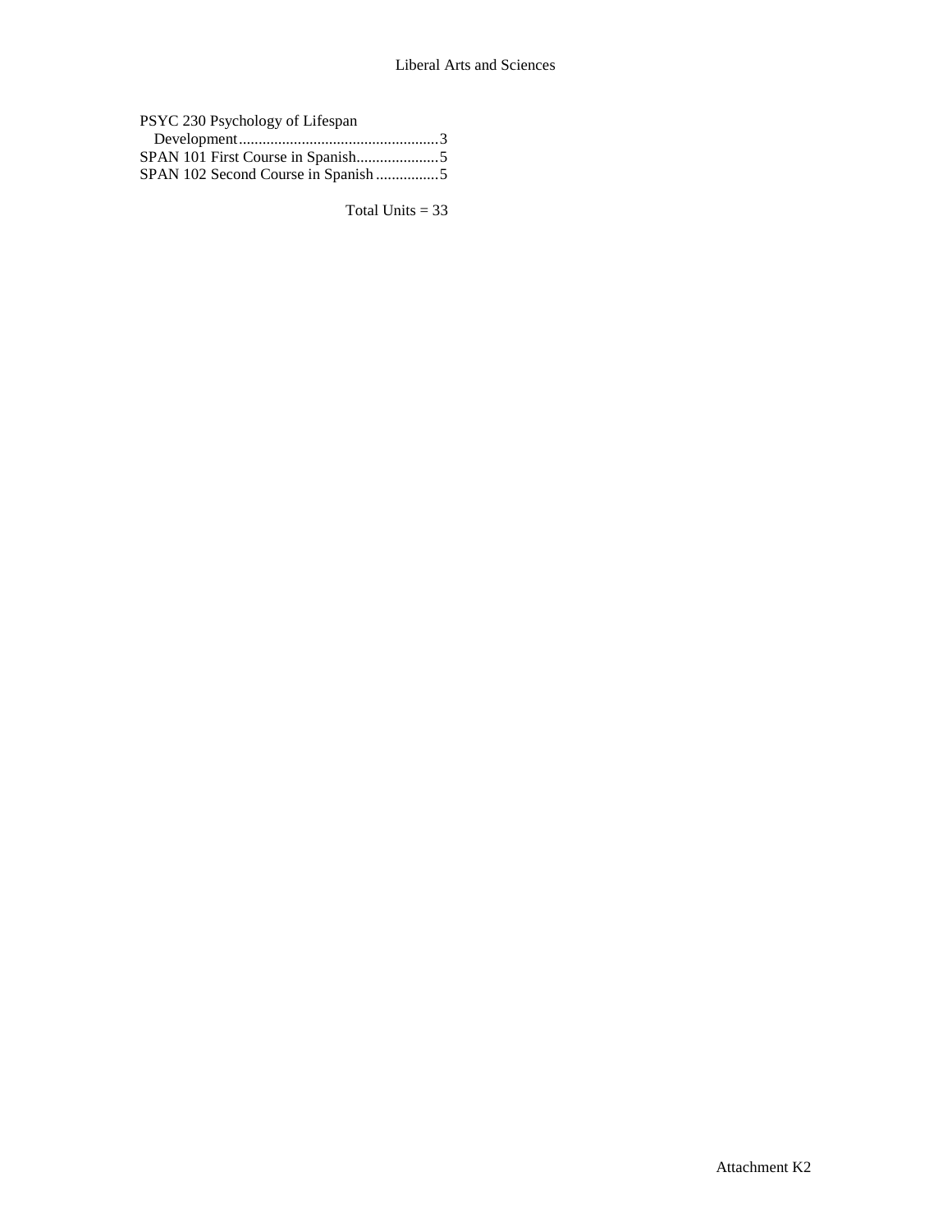PSYC 230 Psychology of Lifespan Development....................................................3
SPAN 101 First Course in Spanish.....................5
SPAN 102 Second Course in Spanish................5

Total Units = 33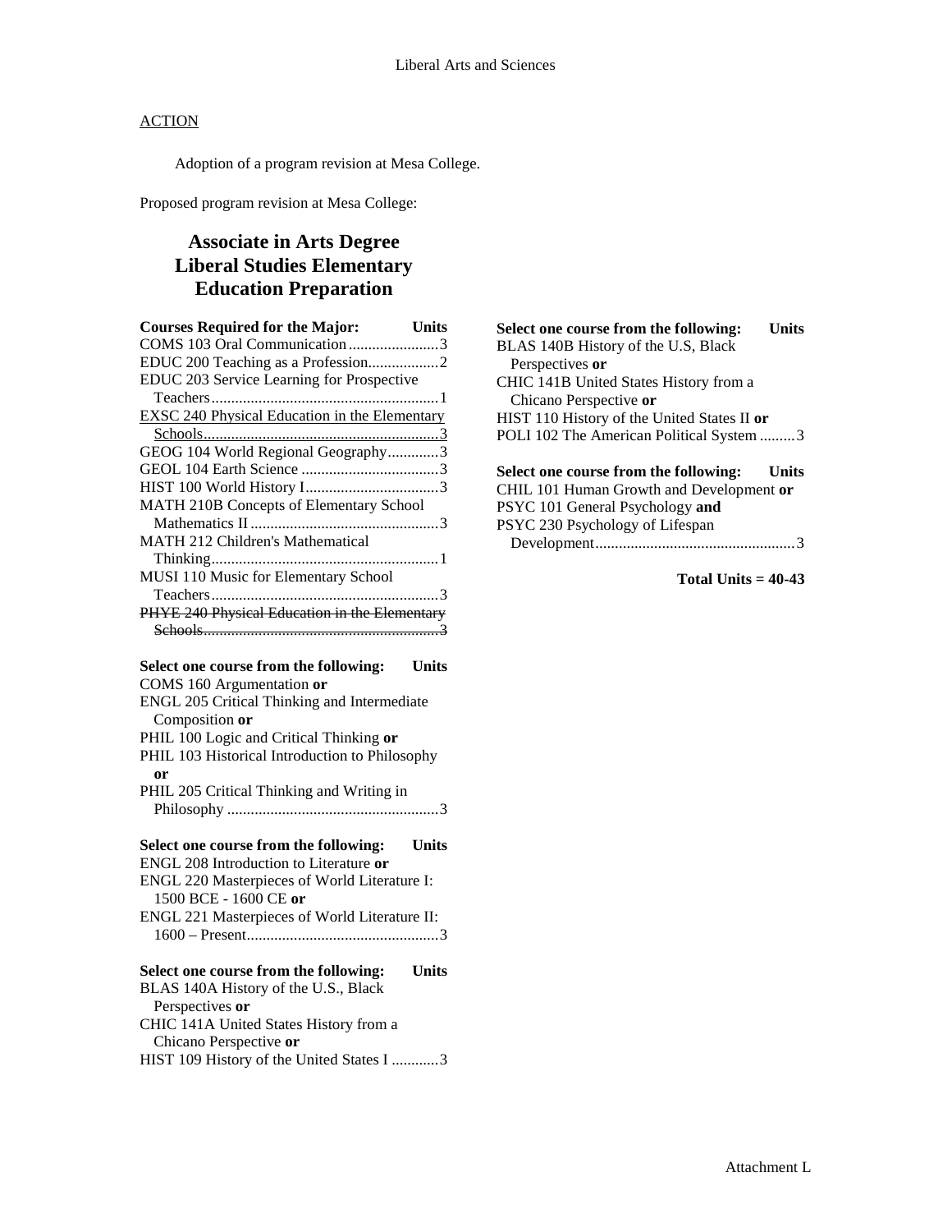ACTION

Adoption of a program revision at Mesa College.

Proposed program revision at Mesa College:

# Associate in Arts Degree Liberal Studies Elementary Education Preparation

| Courses Required for the Major: | Units |
|---|---|
| COMS 103 Oral Communication | 3 |
| EDUC 200 Teaching as a Profession | 2 |
| EDUC 203 Service Learning for Prospective Teachers | 1 |
| <u>EXSC 240 Physical Education in the Elementary Schools</u> | <u>3</u> |
| GEOG 104 World Regional Geography | 3 |
| GEOL 104 Earth Science | 3 |
| HIST 100 World History I | 3 |
| MATH 210B Concepts of Elementary School Mathematics II | 3 |
| MATH 212 Children's Mathematical Thinking | 1 |
| MUSI 110 Music for Elementary School Teachers | 3 |
| ~~PHYE 240 Physical Education in the Elementary Schools~~ | ~~3~~ |

| Select one course from the following: | Units |
|---|---|
| COMS 160 Argumentation **or** | |
| ENGL 205 Critical Thinking and Intermediate Composition **or** | |
| PHIL 100 Logic and Critical Thinking **or** | |
| PHIL 103 Historical Introduction to Philosophy **or** | |
| PHIL 205 Critical Thinking and Writing in Philosophy | 3 |

| Select one course from the following: | Units |
|---|---|
| ENGL 208 Introduction to Literature **or** | |
| ENGL 220 Masterpieces of World Literature I: 1500 BCE - 1600 CE **or** | |
| ENGL 221 Masterpieces of World Literature II: 1600 – Present | 3 |

| Select one course from the following: | Units |
|---|---|
| BLAS 140A History of the U.S., Black Perspectives **or** | |
| CHIC 141A United States History from a Chicano Perspective **or** | |
| HIST 109 History of the United States I | 3 |

| Select one course from the following: | Units |
|---|---|
| BLAS 140B History of the U.S, Black Perspectives **or** | |
| CHIC 141B United States History from a Chicano Perspective **or** | |
| HIST 110 History of the United States II **or** | |
| POLI 102 The American Political System | 3 |

| Select one course from the following: | Units |
|---|---|
| CHIL 101 Human Growth and Development **or** | |
| PSYC 101 General Psychology **and** | |
| PSYC 230 Psychology of Lifespan Development | 3 |

**Total Units = 40-43**